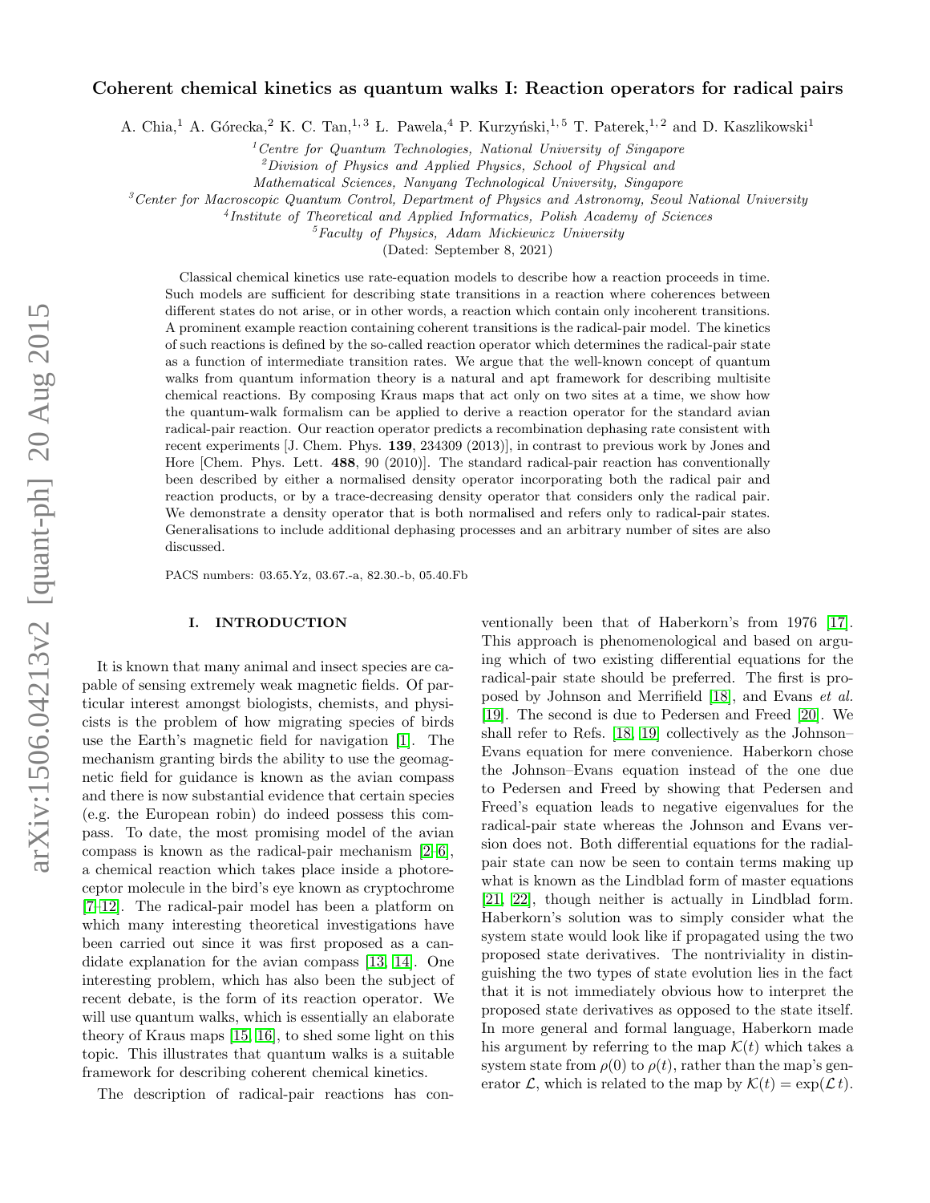# Coherent chemical kinetics as quantum walks I: Reaction operators for radical pairs

A. Chia,[1] A. Górecka,[2] K. C. Tan,[1,3] Ł. Pawela,[4] P. Kurzyński,[1,5] T. Paterek,[1,2] and D. Kaszlikowski[1]

[1] Centre for Quantum Technologies, National University of Singapore
[2] Division of Physics and Applied Physics, School of Physical and Mathematical Sciences, Nanyang Technological University, Singapore
[3] Center for Macroscopic Quantum Control, Department of Physics and Astronomy, Seoul National University
[4] Institute of Theoretical and Applied Informatics, Polish Academy of Sciences
[5] Faculty of Physics, Adam Mickiewicz University

(Dated: September 8, 2021)

Classical chemical kinetics use rate-equation models to describe how a reaction proceeds in time. Such models are sufficient for describing state transitions in a reaction where coherences between different states do not arise, or in other words, a reaction which contain only incoherent transitions. A prominent example reaction containing coherent transitions is the radical-pair model. The kinetics of such reactions is defined by the so-called reaction operator which determines the radical-pair state as a function of intermediate transition rates. We argue that the well-known concept of quantum walks from quantum information theory is a natural and apt framework for describing multisite chemical reactions. By composing Kraus maps that act only on two sites at a time, we show how the quantum-walk formalism can be applied to derive a reaction operator for the standard avian radical-pair reaction. Our reaction operator predicts a recombination dephasing rate consistent with recent experiments [J. Chem. Phys. **139**, 234309 (2013)], in contrast to previous work by Jones and Hore [Chem. Phys. Lett. **488**, 90 (2010)]. The standard radical-pair reaction has conventionally been described by either a normalised density operator incorporating both the radical pair and reaction products, or by a trace-decreasing density operator that considers only the radical pair. We demonstrate a density operator that is both normalised and refers only to radical-pair states. Generalisations to include additional dephasing processes and an arbitrary number of sites are also discussed.

PACS numbers: 03.65.Yz, 03.67.-a, 82.30.-b, 05.40.Fb

## I. INTRODUCTION

It is known that many animal and insect species are capable of sensing extremely weak magnetic fields. Of particular interest amongst biologists, chemists, and physicists is the problem of how migrating species of birds use the Earth's magnetic field for navigation [1]. The mechanism granting birds the ability to use the geomagnetic field for guidance is known as the avian compass and there is now substantial evidence that certain species (e.g. the European robin) do indeed possess this compass. To date, the most promising model of the avian compass is known as the radical-pair mechanism [2–6], a chemical reaction which takes place inside a photoreceptor molecule in the bird's eye known as cryptochrome [7–12]. The radical-pair model has been a platform on which many interesting theoretical investigations have been carried out since it was first proposed as a candidate explanation for the avian compass [13, 14]. One interesting problem, which has also been the subject of recent debate, is the form of its reaction operator. We will use quantum walks, which is essentially an elaborate theory of Kraus maps [15, 16], to shed some light on this topic. This illustrates that quantum walks is a suitable framework for describing coherent chemical kinetics.

The description of radical-pair reactions has conventionally been that of Haberkorn's from 1976 [17]. This approach is phenomenological and based on arguing which of two existing differential equations for the radical-pair state should be preferred. The first is proposed by Johnson and Merrifield [18], and Evans *et al.* [19]. The second is due to Pedersen and Freed [20]. We shall refer to Refs. [18, 19] collectively as the Johnson–Evans equation for mere convenience. Haberkorn chose the Johnson–Evans equation instead of the one due to Pedersen and Freed by showing that Pedersen and Freed's equation leads to negative eigenvalues for the radical-pair state whereas the Johnson and Evans version does not. Both differential equations for the radial-pair state can now be seen to contain terms making up what is known as the Lindblad form of master equations [21, 22], though neither is actually in Lindblad form. Haberkorn's solution was to simply consider what the system state would look like if propagated using the two proposed state derivatives. The nontriviality in distinguishing the two types of state evolution lies in the fact that it is not immediately obvious how to interpret the proposed state derivatives as opposed to the state itself. In more general and formal language, Haberkorn made his argument by referring to the map $\mathcal{K}(t)$ which takes a system state from $\rho(0)$ to $\rho(t)$, rather than the map's generator $\mathcal{L}$, which is related to the map by $\mathcal{K}(t) = \exp(\mathcal{L}\, t)$.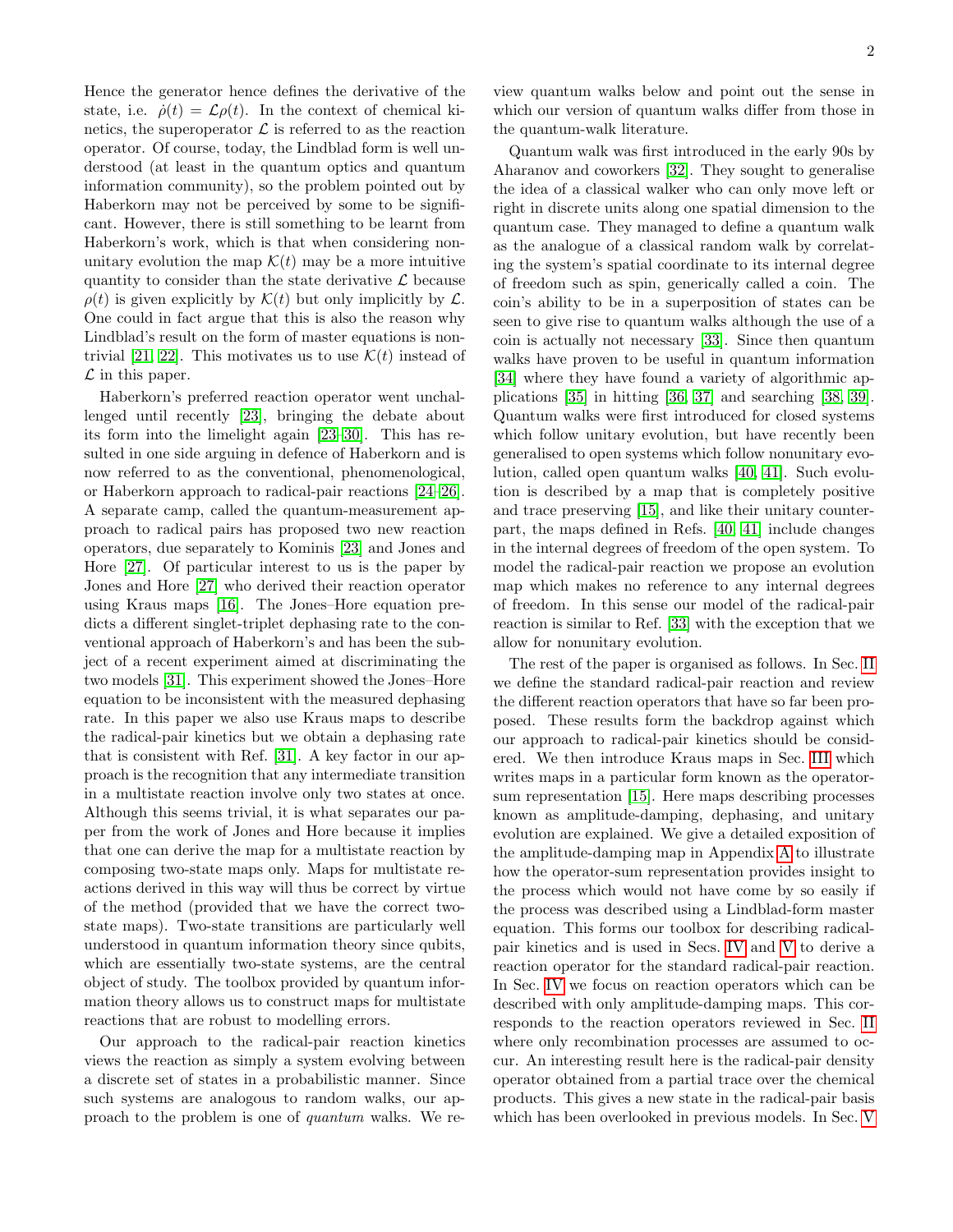Hence the generator hence defines the derivative of the state, i.e. $\dot{\rho}(t) = \mathcal{L}\rho(t)$. In the context of chemical kinetics, the superoperator $\mathcal{L}$ is referred to as the reaction operator. Of course, today, the Lindblad form is well understood (at least in the quantum optics and quantum information community), so the problem pointed out by Haberkorn may not be perceived by some to be significant. However, there is still something to be learnt from Haberkorn's work, which is that when considering nonunitary evolution the map $\mathcal{K}(t)$ may be a more intuitive quantity to consider than the state derivative $\mathcal{L}$ because $\rho(t)$ is given explicitly by $\mathcal{K}(t)$ but only implicitly by $\mathcal{L}$. One could in fact argue that this is also the reason why Lindblad's result on the form of master equations is nontrivial [21, 22]. This motivates us to use $\mathcal{K}(t)$ instead of $\mathcal{L}$ in this paper.

Haberkorn's preferred reaction operator went unchallenged until recently [23], bringing the debate about its form into the limelight again [23–30]. This has resulted in one side arguing in defence of Haberkorn and is now referred to as the conventional, phenomenological, or Haberkorn approach to radical-pair reactions [24–26]. A separate camp, called the quantum-measurement approach to radical pairs has proposed two new reaction operators, due separately to Kominis [23] and Jones and Hore [27]. Of particular interest to us is the paper by Jones and Hore [27] who derived their reaction operator using Kraus maps [16]. The Jones–Hore equation predicts a different singlet-triplet dephasing rate to the conventional approach of Haberkorn's and has been the subject of a recent experiment aimed at discriminating the two models [31]. This experiment showed the Jones–Hore equation to be inconsistent with the measured dephasing rate. In this paper we also use Kraus maps to describe the radical-pair kinetics but we obtain a dephasing rate that is consistent with Ref. [31]. A key factor in our approach is the recognition that any intermediate transition in a multistate reaction involve only two states at once. Although this seems trivial, it is what separates our paper from the work of Jones and Hore because it implies that one can derive the map for a multistate reaction by composing two-state maps only. Maps for multistate reactions derived in this way will thus be correct by virtue of the method (provided that we have the correct two-state maps). Two-state transitions are particularly well understood in quantum information theory since qubits, which are essentially two-state systems, are the central object of study. The toolbox provided by quantum information theory allows us to construct maps for multistate reactions that are robust to modelling errors.

Our approach to the radical-pair reaction kinetics views the reaction as simply a system evolving between a discrete set of states in a probabilistic manner. Since such systems are analogous to random walks, our approach to the problem is one of *quantum* walks. We review quantum walks below and point out the sense in which our version of quantum walks differ from those in the quantum-walk literature.

Quantum walk was first introduced in the early 90s by Aharanov and coworkers [32]. They sought to generalise the idea of a classical walker who can only move left or right in discrete units along one spatial dimension to the quantum case. They managed to define a quantum walk as the analogue of a classical random walk by correlating the system's spatial coordinate to its internal degree of freedom such as spin, generically called a coin. The coin's ability to be in a superposition of states can be seen to give rise to quantum walks although the use of a coin is actually not necessary [33]. Since then quantum walks have proven to be useful in quantum information [34] where they have found a variety of algorithmic applications [35] in hitting [36, 37] and searching [38, 39]. Quantum walks were first introduced for closed systems which follow unitary evolution, but have recently been generalised to open systems which follow nonunitary evolution, called open quantum walks [40, 41]. Such evolution is described by a map that is completely positive and trace preserving [15], and like their unitary counterpart, the maps defined in Refs. [40, 41] include changes in the internal degrees of freedom of the open system. To model the radical-pair reaction we propose an evolution map which makes no reference to any internal degrees of freedom. In this sense our model of the radical-pair reaction is similar to Ref. [33] with the exception that we allow for nonunitary evolution.

The rest of the paper is organised as follows. In Sec. II we define the standard radical-pair reaction and review the different reaction operators that have so far been proposed. These results form the backdrop against which our approach to radical-pair kinetics should be considered. We then introduce Kraus maps in Sec. III which writes maps in a particular form known as the operator-sum representation [15]. Here maps describing processes known as amplitude-damping, dephasing, and unitary evolution are explained. We give a detailed exposition of the amplitude-damping map in Appendix A to illustrate how the operator-sum representation provides insight to the process which would not have come by so easily if the process was described using a Lindblad-form master equation. This forms our toolbox for describing radical-pair kinetics and is used in Secs. IV and V to derive a reaction operator for the standard radical-pair reaction. In Sec. IV we focus on reaction operators which can be described with only amplitude-damping maps. This corresponds to the reaction operators reviewed in Sec. II where only recombination processes are assumed to occur. An interesting result here is the radical-pair density operator obtained from a partial trace over the chemical products. This gives a new state in the radical-pair basis which has been overlooked in previous models. In Sec. V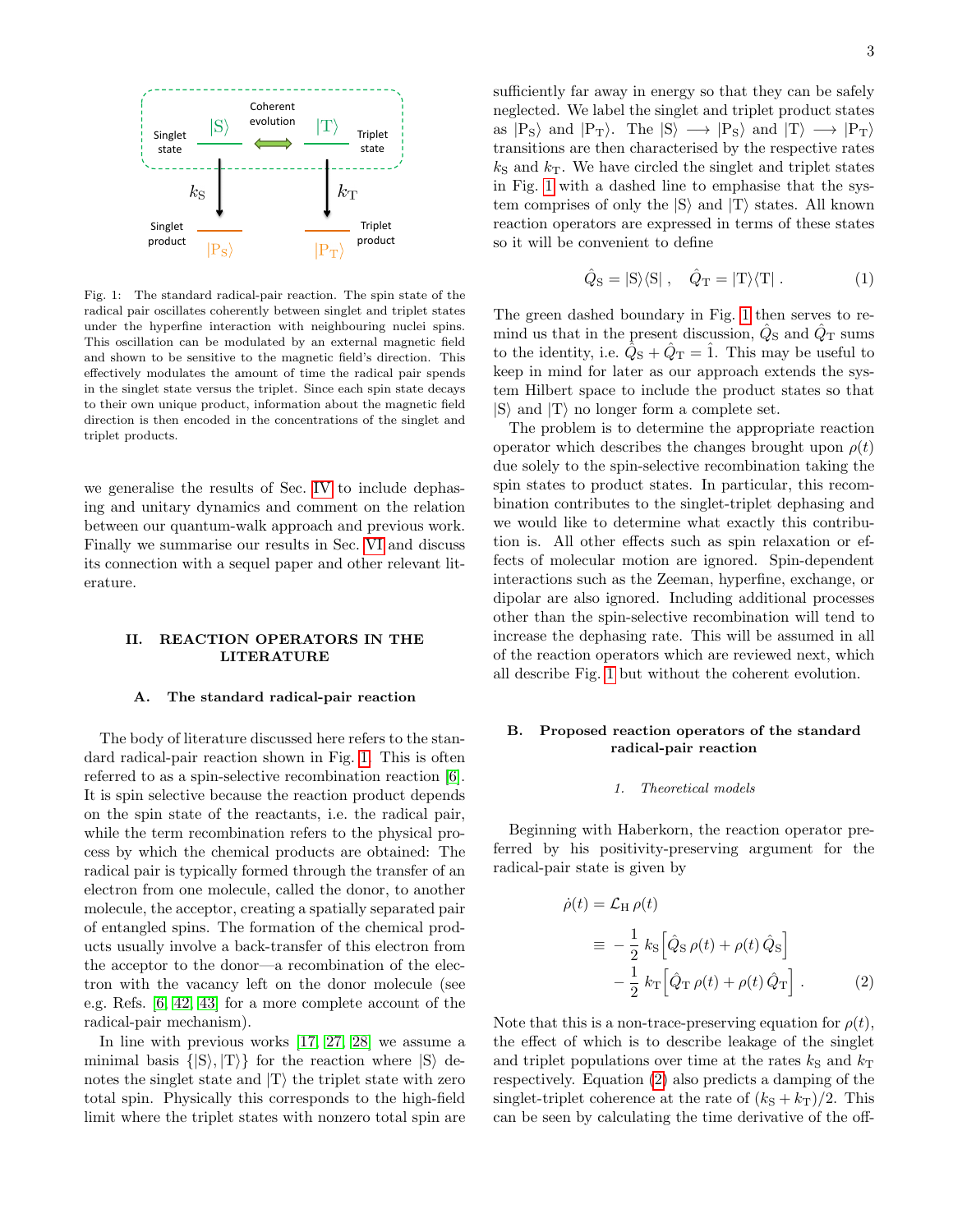Fig. 1: The standard radical-pair reaction. The spin state of the radical pair oscillates coherently between singlet and triplet states under the hyperfine interaction with neighbouring nuclei spins. This oscillation can be modulated by an external magnetic field and shown to be sensitive to the magnetic field's direction. This effectively modulates the amount of time the radical pair spends in the singlet state versus the triplet. Since each spin state decays to their own unique product, information about the magnetic field direction is then encoded in the concentrations of the singlet and triplet products.

we generalise the results of Sec. IV to include dephasing and unitary dynamics and comment on the relation between our quantum-walk approach and previous work. Finally we summarise our results in Sec. VI and discuss its connection with a sequel paper and other relevant literature.

## II. REACTION OPERATORS IN THE LITERATURE

### A. The standard radical-pair reaction

The body of literature discussed here refers to the standard radical-pair reaction shown in Fig. 1. This is often referred to as a spin-selective recombination reaction [6]. It is spin selective because the reaction product depends on the spin state of the reactants, i.e. the radical pair, while the term recombination refers to the physical process by which the chemical products are obtained: The radical pair is typically formed through the transfer of an electron from one molecule, called the donor, to another molecule, the acceptor, creating a spatially separated pair of entangled spins. The formation of the chemical products usually involve a back-transfer of this electron from the acceptor to the donor—a recombination of the electron with the vacancy left on the donor molecule (see e.g. Refs. [6, 42, 43] for a more complete account of the radical-pair mechanism).

In line with previous works [17, 27, 28] we assume a minimal basis $\{|\mathrm{S}\rangle, |\mathrm{T}\rangle\}$ for the reaction where $|\mathrm{S}\rangle$ denotes the singlet state and $|\mathrm{T}\rangle$ the triplet state with zero total spin. Physically this corresponds to the high-field limit where the triplet states with nonzero total spin are sufficiently far away in energy so that they can be safely neglected. We label the singlet and triplet product states as $|\mathrm{P_S}\rangle$ and $|\mathrm{P_T}\rangle$. The $|\mathrm{S}\rangle \longrightarrow |\mathrm{P_S}\rangle$ and $|\mathrm{T}\rangle \longrightarrow |\mathrm{P_T}\rangle$ transitions are then characterised by the respective rates $k_{\mathrm{S}}$ and $k_{\mathrm{T}}$. We have circled the singlet and triplet states in Fig. 1 with a dashed line to emphasise that the system comprises of only the $|\mathrm{S}\rangle$ and $|\mathrm{T}\rangle$ states. All known reaction operators are expressed in terms of these states so it will be convenient to define

$$\hat{Q}_{\mathrm{S}} = |\mathrm{S}\rangle\langle\mathrm{S}| \,, \quad \hat{Q}_{\mathrm{T}} = |\mathrm{T}\rangle\langle\mathrm{T}| \,. \tag{1}$$

The green dashed boundary in Fig. 1 then serves to remind us that in the present discussion, $\hat{Q}_{\mathrm{S}}$ and $\hat{Q}_{\mathrm{T}}$ sums to the identity, i.e. $\hat{Q}_{\mathrm{S}} + \hat{Q}_{\mathrm{T}} = \hat{1}$. This may be useful to keep in mind for later as our approach extends the system Hilbert space to include the product states so that $|\mathrm{S}\rangle$ and $|\mathrm{T}\rangle$ no longer form a complete set.

The problem is to determine the appropriate reaction operator which describes the changes brought upon $\rho(t)$ due solely to the spin-selective recombination taking the spin states to product states. In particular, this recombination contributes to the singlet-triplet dephasing and we would like to determine what exactly this contribution is. All other effects such as spin relaxation or effects of molecular motion are ignored. Spin-dependent interactions such as the Zeeman, hyperfine, exchange, or dipolar are also ignored. Including additional processes other than the spin-selective recombination will tend to increase the dephasing rate. This will be assumed in all of the reaction operators which are reviewed next, which all describe Fig. 1 but without the coherent evolution.

### B. Proposed reaction operators of the standard radical-pair reaction

#### 1. Theoretical models

Beginning with Haberkorn, the reaction operator preferred by his positivity-preserving argument for the radical-pair state is given by

$$\begin{aligned}
\dot{\rho}(t) &= \mathcal{L}_{\mathrm{H}}\, \rho(t) \\
&\equiv -\frac{1}{2}\, k_{\mathrm{S}} \Big[ \hat{Q}_{\mathrm{S}}\, \rho(t) + \rho(t)\, \hat{Q}_{\mathrm{S}} \Big] \\
&\quad - \frac{1}{2}\, k_{\mathrm{T}} \Big[ \hat{Q}_{\mathrm{T}}\, \rho(t) + \rho(t)\, \hat{Q}_{\mathrm{T}} \Big] \,.
\end{aligned} \tag{2}$$

Note that this is a non-trace-preserving equation for $\rho(t)$, the effect of which is to describe leakage of the singlet and triplet populations over time at the rates $k_{\mathrm{S}}$ and $k_{\mathrm{T}}$ respectively. Equation (2) also predicts a damping of the singlet-triplet coherence at the rate of $(k_{\mathrm{S}} + k_{\mathrm{T}})/2$. This can be seen by calculating the time derivative of the off-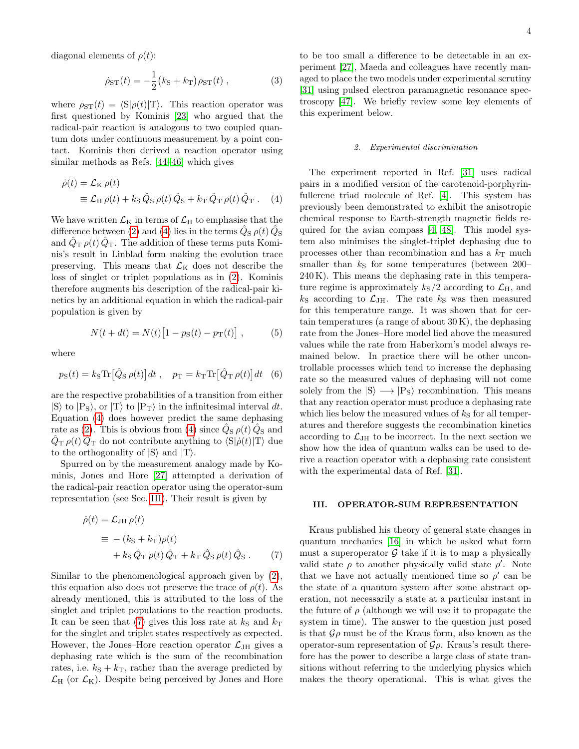diagonal elements of $\rho(t)$:

$$\dot{\rho}_{\mathrm{ST}}(t) = -\frac{1}{2}\big(k_{\mathrm{S}} + k_{\mathrm{T}}\big)\rho_{\mathrm{ST}}(t) \,, \tag{3}$$

where $\rho_{\mathrm{ST}}(t) = \langle \mathrm{S}|\rho(t)|\mathrm{T}\rangle$. This reaction operator was first questioned by Kominis [23] who argued that the radical-pair reaction is analogous to two coupled quantum dots under continuous measurement by a point contact. Kominis then derived a reaction operator using similar methods as Refs. [44–46] which gives

$$\begin{aligned}\dot{\rho}(t) &= \mathcal{L}_{\mathrm{K}}\,\rho(t)\\ &\equiv \mathcal{L}_{\mathrm{H}}\,\rho(t) + k_{\mathrm{S}}\,\hat{Q}_{\mathrm{S}}\,\rho(t)\,\hat{Q}_{\mathrm{S}} + k_{\mathrm{T}}\,\hat{Q}_{\mathrm{T}}\,\rho(t)\,\hat{Q}_{\mathrm{T}} \,. \end{aligned} \tag{4}$$

We have written $\mathcal{L}_{\mathrm{K}}$ in terms of $\mathcal{L}_{\mathrm{H}}$ to emphasise that the difference between (2) and (4) lies in the terms $\hat{Q}_{\mathrm{S}}\,\rho(t)\,\hat{Q}_{\mathrm{S}}$ and $\hat{Q}_{\mathrm{T}}\,\rho(t)\,\hat{Q}_{\mathrm{T}}$. The addition of these terms puts Kominis's result in Linblad form making the evolution trace preserving. This means that $\mathcal{L}_{\mathrm{K}}$ does not describe the loss of singlet or triplet populations as in (2). Kominis therefore augments his description of the radical-pair kinetics by an additional equation in which the radical-pair population is given by

$$N(t+dt) = N(t)\big[1 - p_{\mathrm{S}}(t) - p_{\mathrm{T}}(t)\big] \,, \tag{5}$$

where

$$p_{\mathrm{S}}(t) = k_{\mathrm{S}}\mathrm{Tr}\big[\hat{Q}_{\mathrm{S}}\,\rho(t)\big]\,dt \,, \quad p_{\mathrm{T}} = k_{\mathrm{T}}\mathrm{Tr}\big[\hat{Q}_{\mathrm{T}}\,\rho(t)\big]\,dt \tag{6}$$

are the respective probabilities of a transition from either $|\mathrm{S}\rangle$ to $|\mathrm{P_S}\rangle$, or $|\mathrm{T}\rangle$ to $|\mathrm{P_T}\rangle$ in the infinitesimal interval $dt$. Equation (4) does however predict the same dephasing rate as (2). This is obvious from (4) since $\hat{Q}_{\mathrm{S}}\,\rho(t)\,\hat{Q}_{\mathrm{S}}$ and $\hat{Q}_{\mathrm{T}}\,\rho(t)\,\hat{Q}_{\mathrm{T}}$ do not contribute anything to $\langle \mathrm{S}|\dot{\rho}(t)|\mathrm{T}\rangle$ due to the orthogonality of $|\mathrm{S}\rangle$ and $|\mathrm{T}\rangle$.

Spurred on by the measurement analogy made by Kominis, Jones and Hore [27] attempted a derivation of the radical-pair reaction operator using the operator-sum representation (see Sec. III). Their result is given by

$$\begin{aligned}\dot{\rho}(t) &= \mathcal{L}_{\mathrm{JH}}\,\rho(t)\\ &\equiv -\,(k_{\mathrm{S}} + k_{\mathrm{T}})\rho(t)\\ &\quad + k_{\mathrm{S}}\,\hat{Q}_{\mathrm{T}}\,\rho(t)\,\hat{Q}_{\mathrm{T}} + k_{\mathrm{T}}\,\hat{Q}_{\mathrm{S}}\,\rho(t)\,\hat{Q}_{\mathrm{S}} \,. \end{aligned} \tag{7}$$

Similar to the phenomenological approach given by (2), this equation also does not preserve the trace of $\rho(t)$. As already mentioned, this is attributed to the loss of the singlet and triplet populations to the reaction products. It can be seen that (7) gives this loss rate at $k_{\mathrm{S}}$ and $k_{\mathrm{T}}$ for the singlet and triplet states respectively as expected. However, the Jones–Hore reaction operator $\mathcal{L}_{\mathrm{JH}}$ gives a dephasing rate which is the sum of the recombination rates, i.e. $k_{\mathrm{S}} + k_{\mathrm{T}}$, rather than the average predicted by $\mathcal{L}_{\mathrm{H}}$ (or $\mathcal{L}_{\mathrm{K}}$). Despite being perceived by Jones and Hore to be too small a difference to be detectable in an experiment [27], Maeda and colleagues have recently managed to place the two models under experimental scrutiny [31] using pulsed electron paramagnetic resonance spectroscopy [47]. We briefly review some key elements of this experiment below.

#### 2. Experimental discrimination

The experiment reported in Ref. [31] uses radical pairs in a modified version of the carotenoid-porphyrin-fullerene triad molecule of Ref. [4]. This system has previously been demonstrated to exhibit the anisotropic chemical response to Earth-strength magnetic fields required for the avian compass [4, 48]. This model system also minimises the singlet-triplet dephasing due to processes other than recombination and has a $k_{\mathrm{T}}$ much smaller than $k_{\mathrm{S}}$ for some temperatures (between 200–240 K). This means the dephasing rate in this temperature regime is approximately $k_{\mathrm{S}}/2$ according to $\mathcal{L}_{\mathrm{H}}$, and $k_{\mathrm{S}}$ according to $\mathcal{L}_{\mathrm{JH}}$. The rate $k_{\mathrm{S}}$ was then measured for this temperature range. It was shown that for certain temperatures (a range of about 30 K), the dephasing rate from the Jones–Hore model lied above the measured values while the rate from Haberkorn's model always remained below. In practice there will be other uncontrollable processes which tend to increase the dephasing rate so the measured values of dephasing will not come solely from the $|\mathrm{S}\rangle \longrightarrow |\mathrm{P_S}\rangle$ recombination. This means that any reaction operator must produce a dephasing rate which lies below the measured values of $k_{\mathrm{S}}$ for all temperatures and therefore suggests the recombination kinetics according to $\mathcal{L}_{\mathrm{JH}}$ to be incorrect. In the next section we show how the idea of quantum walks can be used to derive a reaction operator with a dephasing rate consistent with the experimental data of Ref. [31].

## III. OPERATOR-SUM REPRESENTATION

Kraus published his theory of general state changes in quantum mechanics [16] in which he asked what form must a superoperator $\mathcal{G}$ take if it is to map a physically valid state $\rho$ to another physically valid state $\rho'$. Note that we have not actually mentioned time so $\rho'$ can be the state of a quantum system after some abstract operation, not necessarily a state at a particular instant in the future of $\rho$ (although we will use it to propagate the system in time). The answer to the question just posed is that $\mathcal{G}\rho$ must be of the Kraus form, also known as the operator-sum representation of $\mathcal{G}\rho$. Kraus's result therefore has the power to describe a large class of state transitions without referring to the underlying physics which makes the theory operational. This is what gives the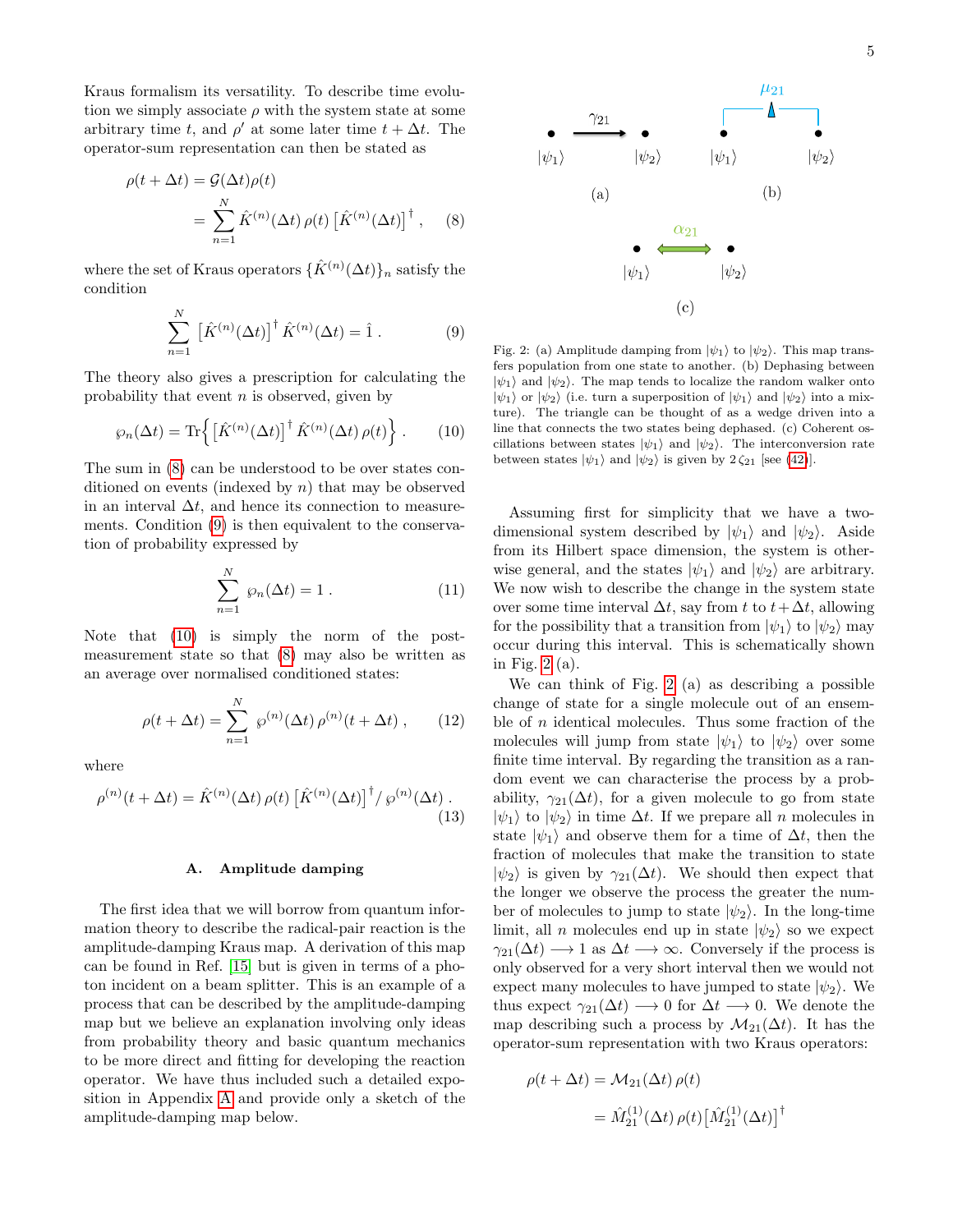Kraus formalism its versatility. To describe time evolution we simply associate $\rho$ with the system state at some arbitrary time $t$, and $\rho'$ at some later time $t+\Delta t$. The operator-sum representation can then be stated as

$$\rho(t+\Delta t) = \mathcal{G}(\Delta t)\rho(t) = \sum_{n=1}^{N} \hat{K}^{(n)}(\Delta t)\,\rho(t)\,\big[\hat{K}^{(n)}(\Delta t)\big]^\dagger , \tag{8}$$

where the set of Kraus operators $\{\hat{K}^{(n)}(\Delta t)\}_n$ satisfy the condition

$$\sum_{n=1}^{N} \big[\hat{K}^{(n)}(\Delta t)\big]^\dagger \hat{K}^{(n)}(\Delta t) = \hat{1} . \tag{9}$$

The theory also gives a prescription for calculating the probability that event $n$ is observed, given by

$$\wp_n(\Delta t) = \mathrm{Tr}\Big\{ \big[\hat{K}^{(n)}(\Delta t)\big]^\dagger \hat{K}^{(n)}(\Delta t)\,\rho(t)\Big\} . \tag{10}$$

The sum in (8) can be understood to be over states conditioned on events (indexed by $n$) that may be observed in an interval $\Delta t$, and hence its connection to measurements. Condition (9) is then equivalent to the conservation of probability expressed by

$$\sum_{n=1}^{N} \wp_n(\Delta t) = 1 . \tag{11}$$

Note that (10) is simply the norm of the post-measurement state so that (8) may also be written as an average over normalised conditioned states:

$$\rho(t+\Delta t) = \sum_{n=1}^{N} \wp^{(n)}(\Delta t)\,\rho^{(n)}(t+\Delta t) , \tag{12}$$

where

$$\rho^{(n)}(t+\Delta t) = \hat{K}^{(n)}(\Delta t)\,\rho(t)\,\big[\hat{K}^{(n)}(\Delta t)\big]^\dagger / \wp^{(n)}(\Delta t) . \tag{13}$$

### A. Amplitude damping

The first idea that we will borrow from quantum information theory to describe the radical-pair reaction is the amplitude-damping Kraus map. A derivation of this map can be found in Ref. [15] but is given in terms of a photon incident on a beam splitter. This is an example of a process that can be described by the amplitude-damping map but we believe an explanation involving only ideas from probability theory and basic quantum mechanics to be more direct and fitting for developing the reaction operator. We have thus included such a detailed exposition in Appendix A and provide only a sketch of the amplitude-damping map below.

Fig. 2: (a) Amplitude damping from $|\psi_1\rangle$ to $|\psi_2\rangle$. This map transfers population from one state to another. (b) Dephasing between $|\psi_1\rangle$ and $|\psi_2\rangle$. The map tends to localize the random walker onto $|\psi_1\rangle$ or $|\psi_2\rangle$ (i.e. turn a superposition of $|\psi_1\rangle$ and $|\psi_2\rangle$ into a mixture). The triangle can be thought of as a wedge driven into a line that connects the two states being dephased. (c) Coherent oscillations between states $|\psi_1\rangle$ and $|\psi_2\rangle$. The interconversion rate between states $|\psi_1\rangle$ and $|\psi_2\rangle$ is given by $2\,\zeta_{21}$ [see (42)].

Assuming first for simplicity that we have a two-dimensional system described by $|\psi_1\rangle$ and $|\psi_2\rangle$. Aside from its Hilbert space dimension, the system is otherwise general, and the states $|\psi_1\rangle$ and $|\psi_2\rangle$ are arbitrary. We now wish to describe the change in the system state over some time interval $\Delta t$, say from $t$ to $t+\Delta t$, allowing for the possibility that a transition from $|\psi_1\rangle$ to $|\psi_2\rangle$ may occur during this interval. This is schematically shown in Fig. 2 (a).

We can think of Fig. 2 (a) as describing a possible change of state for a single molecule out of an ensemble of $n$ identical molecules. Thus some fraction of the molecules will jump from state $|\psi_1\rangle$ to $|\psi_2\rangle$ over some finite time interval. By regarding the transition as a random event we can characterise the process by a probability, $\gamma_{21}(\Delta t)$, for a given molecule to go from state $|\psi_1\rangle$ to $|\psi_2\rangle$ in time $\Delta t$. If we prepare all $n$ molecules in state $|\psi_1\rangle$ and observe them for a time of $\Delta t$, then the fraction of molecules that make the transition to state $|\psi_2\rangle$ is given by $\gamma_{21}(\Delta t)$. We should then expect that the longer we observe the process the greater the number of molecules to jump to state $|\psi_2\rangle$. In the long-time limit, all $n$ molecules end up in state $|\psi_2\rangle$ so we expect $\gamma_{21}(\Delta t) \longrightarrow 1$ as $\Delta t \longrightarrow \infty$. Conversely if the process is only observed for a very short interval then we would not expect many molecules to have jumped to state $|\psi_2\rangle$. We thus expect $\gamma_{21}(\Delta t) \longrightarrow 0$ for $\Delta t \longrightarrow 0$. We denote the map describing such a process by $\mathcal{M}_{21}(\Delta t)$. It has the operator-sum representation with two Kraus operators:

$$\rho(t+\Delta t) = \mathcal{M}_{21}(\Delta t)\,\rho(t) = \hat{M}^{(1)}_{21}(\Delta t)\,\rho(t)\big[\hat{M}^{(1)}_{21}(\Delta t)\big]^\dagger$$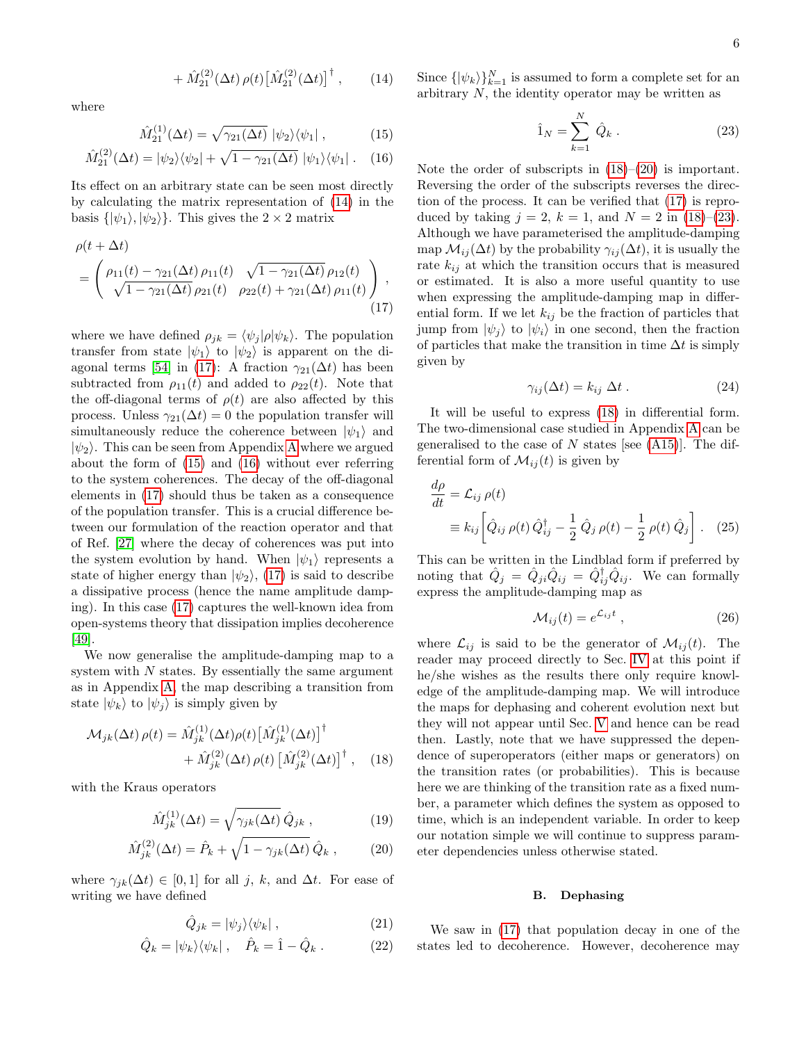$$+ \hat{M}_{21}^{(2)}(\Delta t)\, \rho(t) \big[\hat{M}_{21}^{(2)}(\Delta t)\big]^\dagger\,, \tag{14}$$

where

$$\hat{M}_{21}^{(1)}(\Delta t) = \sqrt{\gamma_{21}(\Delta t)}\; |\psi_2\rangle\langle\psi_1|\,, \tag{15}$$

$$\hat{M}_{21}^{(2)}(\Delta t) = |\psi_2\rangle\langle\psi_2| + \sqrt{1-\gamma_{21}(\Delta t)}\; |\psi_1\rangle\langle\psi_1|\,. \tag{16}$$

Its effect on an arbitrary state can be seen most directly by calculating the matrix representation of (14) in the basis $\{|\psi_1\rangle, |\psi_2\rangle\}$. This gives the $2\times 2$ matrix

$$\rho(t+\Delta t) = \begin{pmatrix} \rho_{11}(t) - \gamma_{21}(\Delta t)\, \rho_{11}(t) & \sqrt{1-\gamma_{21}(\Delta t)}\, \rho_{12}(t) \\ \sqrt{1-\gamma_{21}(\Delta t)}\, \rho_{21}(t) & \rho_{22}(t) + \gamma_{21}(\Delta t)\, \rho_{11}(t) \end{pmatrix}, \tag{17}$$

where we have defined $\rho_{jk} = \langle\psi_j|\rho|\psi_k\rangle$. The population transfer from state $|\psi_1\rangle$ to $|\psi_2\rangle$ is apparent on the diagonal terms [54] in (17): A fraction $\gamma_{21}(\Delta t)$ has been subtracted from $\rho_{11}(t)$ and added to $\rho_{22}(t)$. Note that the off-diagonal terms of $\rho(t)$ are also affected by this process. Unless $\gamma_{21}(\Delta t) = 0$ the population transfer will simultaneously reduce the coherence between $|\psi_1\rangle$ and $|\psi_2\rangle$. This can be seen from Appendix A where we argued about the form of (15) and (16) without ever referring to the system coherences. The decay of the off-diagonal elements in (17) should thus be taken as a consequence of the population transfer. This is a crucial difference between our formulation of the reaction operator and that of Ref. [27] where the decay of coherences was put into the system evolution by hand. When $|\psi_1\rangle$ represents a state of higher energy than $|\psi_2\rangle$, (17) is said to describe a dissipative process (hence the name amplitude damping). In this case (17) captures the well-known idea from open-systems theory that dissipation implies decoherence [49].

We now generalise the amplitude-damping map to a system with $N$ states. By essentially the same argument as in Appendix A, the map describing a transition from state $|\psi_k\rangle$ to $|\psi_j\rangle$ is simply given by

$$\mathcal{M}_{jk}(\Delta t)\, \rho(t) = \hat{M}_{jk}^{(1)}(\Delta t)\rho(t)\big[\hat{M}_{jk}^{(1)}(\Delta t)\big]^\dagger + \hat{M}_{jk}^{(2)}(\Delta t)\, \rho(t)\, \big[\hat{M}_{jk}^{(2)}(\Delta t)\big]^\dagger\,, \tag{18}$$

with the Kraus operators

$$\hat{M}_{jk}^{(1)}(\Delta t) = \sqrt{\gamma_{jk}(\Delta t)}\; \hat{Q}_{jk}\,, \tag{19}$$

$$\hat{M}_{jk}^{(2)}(\Delta t) = \hat{P}_k + \sqrt{1-\gamma_{jk}(\Delta t)}\; \hat{Q}_k\,, \tag{20}$$

where $\gamma_{jk}(\Delta t) \in [0,1]$ for all $j$, $k$, and $\Delta t$. For ease of writing we have defined

$$\hat{Q}_{jk} = |\psi_j\rangle\langle\psi_k|\,, \tag{21}$$

$$\hat{Q}_k = |\psi_k\rangle\langle\psi_k|\,, \quad \hat{P}_k = \hat{1} - \hat{Q}_k\,. \tag{22}$$

Since $\{|\psi_k\rangle\}_{k=1}^N$ is assumed to form a complete set for an arbitrary $N$, the identity operator may be written as

$$\hat{1}_N = \sum_{k=1}^N \hat{Q}_k\,. \tag{23}$$

Note the order of subscripts in (18)–(20) is important. Reversing the order of the subscripts reverses the direction of the process. It can be verified that (17) is reproduced by taking $j=2$, $k=1$, and $N=2$ in (18)–(23). Although we have parameterised the amplitude-damping map $\mathcal{M}_{ij}(\Delta t)$ by the probability $\gamma_{ij}(\Delta t)$, it is usually the rate $k_{ij}$ at which the transition occurs that is measured or estimated. It is also a more useful quantity to use when expressing the amplitude-damping map in differential form. If we let $k_{ij}$ be the fraction of particles that jump from $|\psi_j\rangle$ to $|\psi_i\rangle$ in one second, then the fraction of particles that make the transition in time $\Delta t$ is simply given by

$$\gamma_{ij}(\Delta t) = k_{ij}\;\Delta t\,. \tag{24}$$

It will be useful to express (18) in differential form. The two-dimensional case studied in Appendix A can be generalised to the case of $N$ states [see (A15)]. The differential form of $\mathcal{M}_{ij}(t)$ is given by

$$\frac{d\rho}{dt} = \mathcal{L}_{ij}\,\rho(t) \equiv k_{ij}\bigg[\hat{Q}_{ij}\,\rho(t)\,\hat{Q}_{ij}^\dagger - \frac{1}{2}\,\hat{Q}_j\,\rho(t) - \frac{1}{2}\,\rho(t)\,\hat{Q}_j\bigg]\,. \tag{25}$$

This can be written in the Lindblad form if preferred by noting that $\hat{Q}_j = \hat{Q}_{ji}\hat{Q}_{ij} = \hat{Q}_{ij}^\dagger\hat{Q}_{ij}$. We can formally express the amplitude-damping map as

$$\mathcal{M}_{ij}(t) = e^{\mathcal{L}_{ij} t}\,, \tag{26}$$

where $\mathcal{L}_{ij}$ is said to be the generator of $\mathcal{M}_{ij}(t)$. The reader may proceed directly to Sec. IV at this point if he/she wishes as the results there only require knowledge of the amplitude-damping map. We will introduce the maps for dephasing and coherent evolution next but they will not appear until Sec. V and hence can be read then. Lastly, note that we have suppressed the dependence of superoperators (either maps or generators) on the transition rates (or probabilities). This is because here we are thinking of the transition rate as a fixed number, a parameter which defines the system as opposed to time, which is an independent variable. In order to keep our notation simple we will continue to suppress parameter dependencies unless otherwise stated.

### B. Dephasing

We saw in (17) that population decay in one of the states led to decoherence. However, decoherence may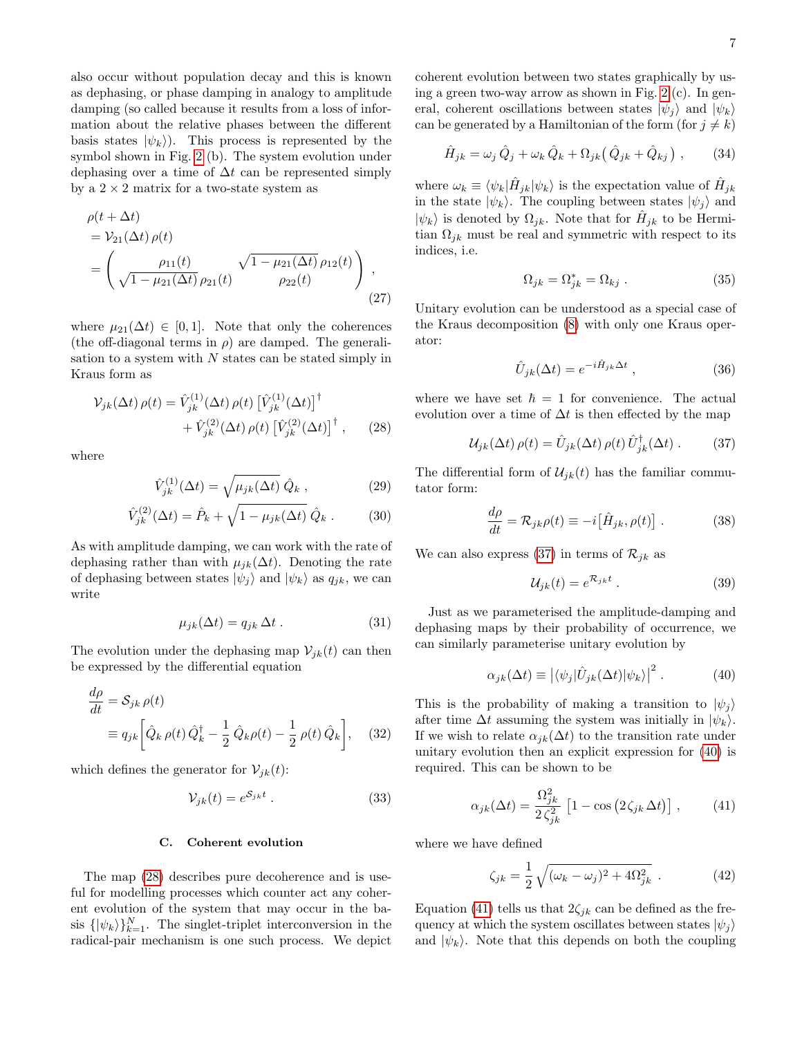also occur without population decay and this is known as dephasing, or phase damping in analogy to amplitude damping (so called because it results from a loss of information about the relative phases between the different basis states $|\psi_k\rangle$). This process is represented by the symbol shown in Fig. 2 (b). The system evolution under dephasing over a time of $\Delta t$ can be represented simply by a $2 \times 2$ matrix for a two-state system as

$$
\begin{aligned}
&\rho(t+\Delta t) \\
&= \mathcal{V}_{21}(\Delta t)\,\rho(t) \\
&= \begin{pmatrix} \rho_{11}(t) & \sqrt{1-\mu_{21}(\Delta t)}\,\rho_{12}(t) \\ \sqrt{1-\mu_{21}(\Delta t)}\,\rho_{21}(t) & \rho_{22}(t) \end{pmatrix} ,
\end{aligned}
\tag{27}
$$

where $\mu_{21}(\Delta t) \in [0, 1]$. Note that only the coherences (the off-diagonal terms in $\rho$) are damped. The generalisation to a system with $N$ states can be stated simply in Kraus form as

$$
\begin{aligned}
\mathcal{V}_{jk}(\Delta t)\,\rho(t) = &\hat{V}^{(1)}_{jk}(\Delta t)\,\rho(t)\,\big[\hat{V}^{(1)}_{jk}(\Delta t)\big]^\dagger \\
&+ \hat{V}^{(2)}_{jk}(\Delta t)\,\rho(t)\,\big[\hat{V}^{(2)}_{jk}(\Delta t)\big]^\dagger ,
\end{aligned}
\tag{28}
$$

where

$$
\hat{V}^{(1)}_{jk}(\Delta t) = \sqrt{\mu_{jk}(\Delta t)}\;\hat{Q}_k , \tag{29}
$$

$$
\hat{V}^{(2)}_{jk}(\Delta t) = \hat{P}_k + \sqrt{1-\mu_{jk}(\Delta t)}\;\hat{Q}_k . \tag{30}
$$

As with amplitude damping, we can work with the rate of dephasing rather than with $\mu_{jk}(\Delta t)$. Denoting the rate of dephasing between states $|\psi_j\rangle$ and $|\psi_k\rangle$ as $q_{jk}$, we can write

$$
\mu_{jk}(\Delta t) = q_{jk}\,\Delta t . \tag{31}
$$

The evolution under the dephasing map $\mathcal{V}_{jk}(t)$ can then be expressed by the differential equation

$$
\begin{aligned}
\frac{d\rho}{dt} &= \mathcal{S}_{jk}\,\rho(t) \\
&\equiv q_{jk}\bigg[\hat{Q}_k\,\rho(t)\,\hat{Q}_k^\dagger - \frac{1}{2}\,\hat{Q}_k\rho(t) - \frac{1}{2}\,\rho(t)\,\hat{Q}_k\bigg],
\end{aligned}
\tag{32}
$$

which defines the generator for $\mathcal{V}_{jk}(t)$:

$$
\mathcal{V}_{jk}(t) = e^{\mathcal{S}_{jk} t} . \tag{33}
$$

### C. Coherent evolution

The map (28) describes pure decoherence and is useful for modelling processes which counter act any coherent evolution of the system that may occur in the basis $\{|\psi_k\rangle\}_{k=1}^N$. The singlet-triplet interconversion in the radical-pair mechanism is one such process. We depict coherent evolution between two states graphically by using a green two-way arrow as shown in Fig. 2 (c). In general, coherent oscillations between states $|\psi_j\rangle$ and $|\psi_k\rangle$ can be generated by a Hamiltonian of the form (for $j \neq k$)

$$
\hat{H}_{jk} = \omega_j\,\hat{Q}_j + \omega_k\,\hat{Q}_k + \Omega_{jk}\big(\,\hat{Q}_{jk} + \hat{Q}_{kj}\,\big) , \tag{34}
$$

where $\omega_k \equiv \langle\psi_k|\hat{H}_{jk}|\psi_k\rangle$ is the expectation value of $\hat{H}_{jk}$ in the state $|\psi_k\rangle$. The coupling between states $|\psi_j\rangle$ and $|\psi_k\rangle$ is denoted by $\Omega_{jk}$. Note that for $\hat{H}_{jk}$ to be Hermitian $\Omega_{jk}$ must be real and symmetric with respect to its indices, i.e.

$$
\Omega_{jk} = \Omega^*_{jk} = \Omega_{kj} . \tag{35}
$$

Unitary evolution can be understood as a special case of the Kraus decomposition (8) with only one Kraus operator:

$$
\hat{U}_{jk}(\Delta t) = e^{-i\hat{H}_{jk}\Delta t} , \tag{36}
$$

where we have set $\hbar = 1$ for convenience. The actual evolution over a time of $\Delta t$ is then effected by the map

$$
\mathcal{U}_{jk}(\Delta t)\,\rho(t) = \hat{U}_{jk}(\Delta t)\,\rho(t)\,\hat{U}^\dagger_{jk}(\Delta t) . \tag{37}
$$

The differential form of $\mathcal{U}_{jk}(t)$ has the familiar commutator form:

$$
\frac{d\rho}{dt} = \mathcal{R}_{jk}\rho(t) \equiv -i\big[\hat{H}_{jk}, \rho(t)\big] . \tag{38}
$$

We can also express (37) in terms of $\mathcal{R}_{jk}$ as

$$
\mathcal{U}_{jk}(t) = e^{\mathcal{R}_{jk} t} . \tag{39}
$$

Just as we parameterised the amplitude-damping and dephasing maps by their probability of occurrence, we can similarly parameterise unitary evolution by

$$
\alpha_{jk}(\Delta t) \equiv \big|\langle\psi_j|\hat{U}_{jk}(\Delta t)|\psi_k\rangle\big|^2 . \tag{40}
$$

This is the probability of making a transition to $|\psi_j\rangle$ after time $\Delta t$ assuming the system was initially in $|\psi_k\rangle$. If we wish to relate $\alpha_{jk}(\Delta t)$ to the transition rate under unitary evolution then an explicit expression for (40) is required. This can be shown to be

$$
\alpha_{jk}(\Delta t) = \frac{\Omega^2_{jk}}{2\,\zeta^2_{jk}}\,\big[1 - \cos\big(2\,\zeta_{jk}\,\Delta t\big)\big] , \tag{41}
$$

where we have defined

$$
\zeta_{jk} = \frac{1}{2}\,\sqrt{(\omega_k - \omega_j)^2 + 4\Omega^2_{jk}} . \tag{42}
$$

Equation (41) tells us that $2\zeta_{jk}$ can be defined as the frequency at which the system oscillates between states $|\psi_j\rangle$ and $|\psi_k\rangle$. Note that this depends on both the coupling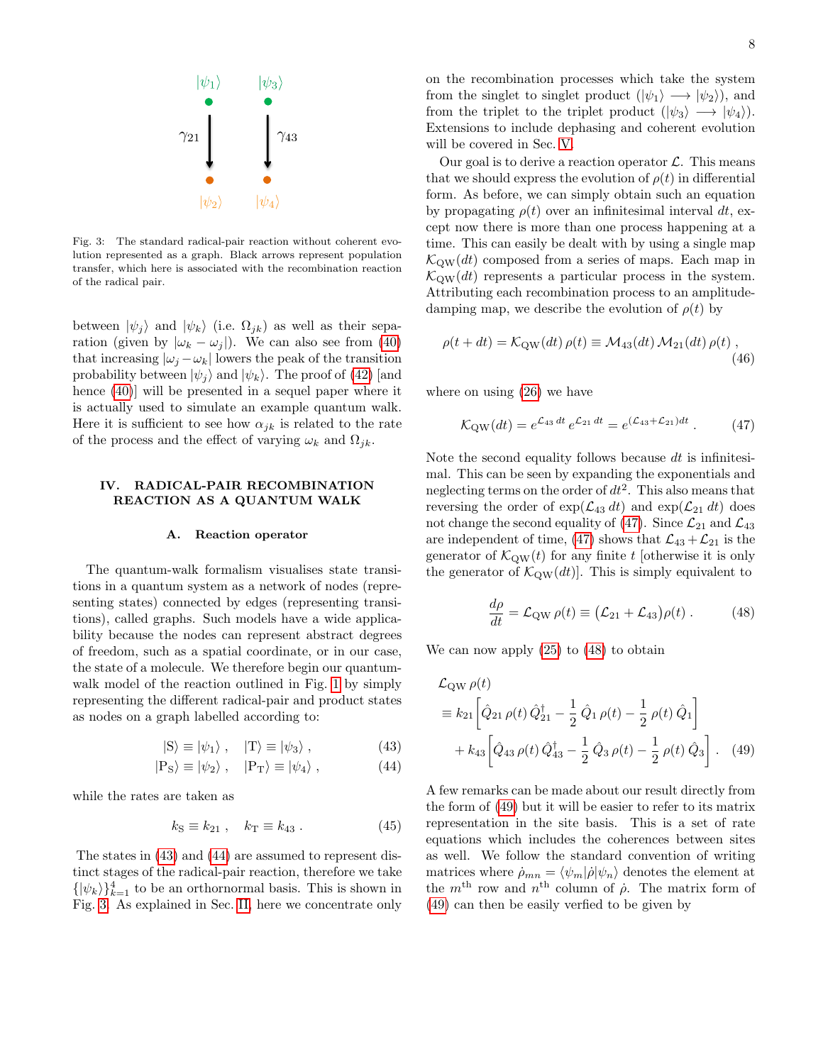Fig. 3: The standard radical-pair reaction without coherent evolution represented as a graph. Black arrows represent population transfer, which here is associated with the recombination reaction of the radical pair.

between $|\psi_j\rangle$ and $|\psi_k\rangle$ (i.e. $\Omega_{jk}$) as well as their separation (given by $|\omega_k - \omega_j|$). We can also see from (40) that increasing $|\omega_j - \omega_k|$ lowers the peak of the transition probability between $|\psi_j\rangle$ and $|\psi_k\rangle$. The proof of (42) [and hence (40)] will be presented in a sequel paper where it is actually used to simulate an example quantum walk. Here it is sufficient to see how $\alpha_{jk}$ is related to the rate of the process and the effect of varying $\omega_k$ and $\Omega_{jk}$.

## IV. RADICAL-PAIR RECOMBINATION REACTION AS A QUANTUM WALK

### A. Reaction operator

The quantum-walk formalism visualises state transitions in a quantum system as a network of nodes (representing states) connected by edges (representing transitions), called graphs. Such models have a wide applicability because the nodes can represent abstract degrees of freedom, such as a spatial coordinate, or in our case, the state of a molecule. We therefore begin our quantum-walk model of the reaction outlined in Fig. 1 by simply representing the different radical-pair and product states as nodes on a graph labelled according to:

$$|\mathrm{S}\rangle \equiv |\psi_1\rangle\,, \quad |\mathrm{T}\rangle \equiv |\psi_3\rangle\,, \tag{43}$$

$$|\mathrm{P_S}\rangle \equiv |\psi_2\rangle\,, \quad |\mathrm{P_T}\rangle \equiv |\psi_4\rangle\,, \tag{44}$$

while the rates are taken as

$$k_\mathrm{S} \equiv k_{21}\,, \quad k_\mathrm{T} \equiv k_{43}\,. \tag{45}$$

The states in (43) and (44) are assumed to represent distinct stages of the radical-pair reaction, therefore we take $\{|\psi_k\rangle\}_{k=1}^4$ to be an orthornormal basis. This is shown in Fig. 3. As explained in Sec. II, here we concentrate only on the recombination processes which take the system from the singlet to singlet product ($|\psi_1\rangle \longrightarrow |\psi_2\rangle$), and from the triplet to the triplet product ($|\psi_3\rangle \longrightarrow |\psi_4\rangle$). Extensions to include dephasing and coherent evolution will be covered in Sec. V.

Our goal is to derive a reaction operator $\mathcal{L}$. This means that we should express the evolution of $\rho(t)$ in differential form. As before, we can simply obtain such an equation by propagating $\rho(t)$ over an infinitesimal interval $dt$, except now there is more than one process happening at a time. This can easily be dealt with by using a single map $\mathcal{K}_\mathrm{QW}(dt)$ composed from a series of maps. Each map in $\mathcal{K}_\mathrm{QW}(dt)$ represents a particular process in the system. Attributing each recombination process to an amplitude-damping map, we describe the evolution of $\rho(t)$ by

$$\rho(t+dt) = \mathcal{K}_\mathrm{QW}(dt)\,\rho(t) \equiv \mathcal{M}_{43}(dt)\,\mathcal{M}_{21}(dt)\,\rho(t)\,, \tag{46}$$

where on using (26) we have

$$\mathcal{K}_\mathrm{QW}(dt) = e^{\mathcal{L}_{43}\,dt}\,e^{\mathcal{L}_{21}\,dt} = e^{(\mathcal{L}_{43}+\mathcal{L}_{21})dt}\,. \tag{47}$$

Note the second equality follows because $dt$ is infinitesimal. This can be seen by expanding the exponentials and neglecting terms on the order of $dt^2$. This also means that reversing the order of $\exp(\mathcal{L}_{43}\,dt)$ and $\exp(\mathcal{L}_{21}\,dt)$ does not change the second equality of (47). Since $\mathcal{L}_{21}$ and $\mathcal{L}_{43}$ are independent of time, (47) shows that $\mathcal{L}_{43}+\mathcal{L}_{21}$ is the generator of $\mathcal{K}_\mathrm{QW}(t)$ for any finite $t$ [otherwise it is only the generator of $\mathcal{K}_\mathrm{QW}(dt)$]. This is simply equivalent to

$$\frac{d\rho}{dt} = \mathcal{L}_\mathrm{QW}\,\rho(t) \equiv \big(\mathcal{L}_{21}+\mathcal{L}_{43}\big)\rho(t)\,. \tag{48}$$

We can now apply (25) to (48) to obtain

$$\begin{aligned}
&\mathcal{L}_\mathrm{QW}\,\rho(t) \\
&\equiv k_{21}\bigg[\hat{Q}_{21}\,\rho(t)\,\hat{Q}_{21}^\dagger - \frac{1}{2}\,\hat{Q}_1\,\rho(t) - \frac{1}{2}\,\rho(t)\,\hat{Q}_1\bigg] \\
&\quad + k_{43}\bigg[\hat{Q}_{43}\,\rho(t)\,\hat{Q}_{43}^\dagger - \frac{1}{2}\,\hat{Q}_3\,\rho(t) - \frac{1}{2}\,\rho(t)\,\hat{Q}_3\bigg]\,.
\end{aligned} \tag{49}$$

A few remarks can be made about our result directly from the form of (49) but it will be easier to refer to its matrix representation in the site basis. This is a set of rate equations which includes the coherences between sites as well. We follow the standard convention of writing matrices where $\dot{\rho}_{mn} = \langle\psi_m|\dot{\rho}|\psi_n\rangle$ denotes the element at the $m^{\text{th}}$ row and $n^{\text{th}}$ column of $\dot{\rho}$. The matrix form of (49) can then be easily verfied to be given by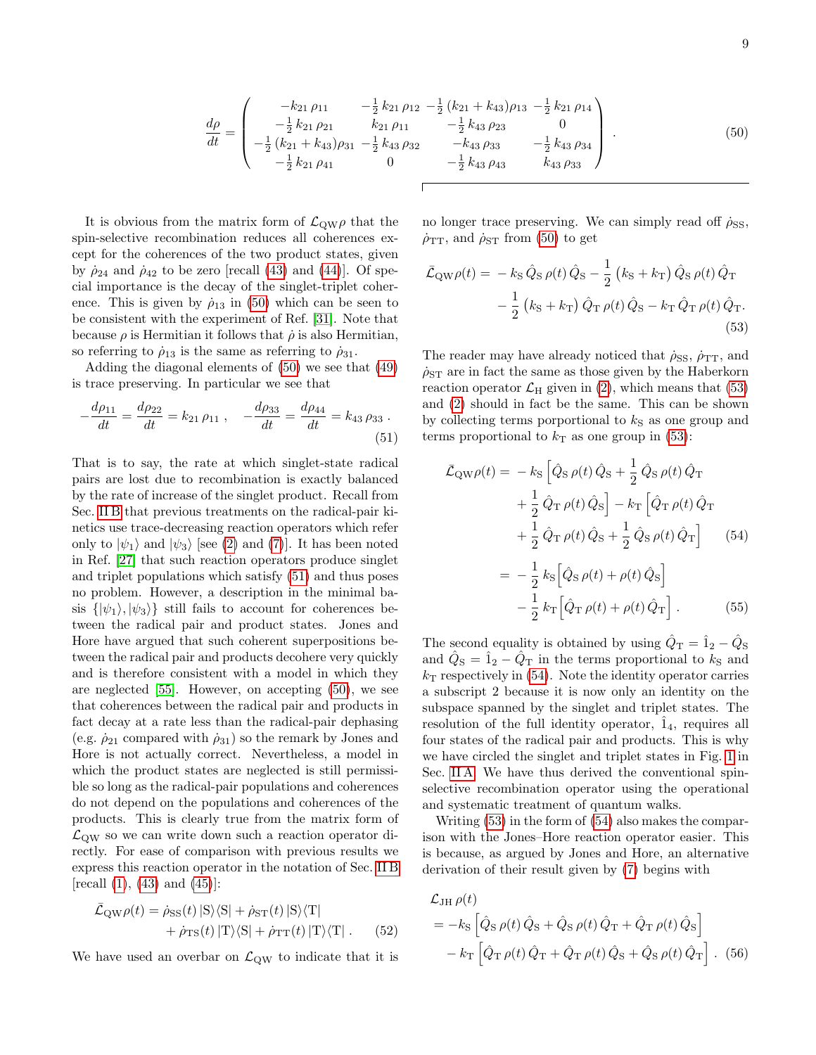$$
\frac{d\rho}{dt} = \begin{pmatrix} -k_{21}\,\rho_{11} & -\frac{1}{2}\,k_{21}\,\rho_{12} & -\frac{1}{2}\,(k_{21}+k_{43})\rho_{13} & -\frac{1}{2}\,k_{21}\,\rho_{14} \\ -\frac{1}{2}\,k_{21}\,\rho_{21} & k_{21}\,\rho_{11} & -\frac{1}{2}\,k_{43}\,\rho_{23} & 0 \\ -\frac{1}{2}\,(k_{21}+k_{43})\rho_{31} & -\frac{1}{2}\,k_{43}\,\rho_{32} & -k_{43}\,\rho_{33} & -\frac{1}{2}\,k_{43}\,\rho_{34} \\ -\frac{1}{2}\,k_{21}\,\rho_{41} & 0 & -\frac{1}{2}\,k_{43}\,\rho_{43} & k_{43}\,\rho_{33} \end{pmatrix} . \tag{50}
$$

It is obvious from the matrix form of $\mathcal{L}_{\rm QW}\rho$ that the spin-selective recombination reduces all coherences except for the coherences of the two product states, given by $\dot\rho_{24}$ and $\dot\rho_{42}$ to be zero [recall (43) and (44)]. Of special importance is the decay of the singlet-triplet coherence. This is given by $\dot\rho_{13}$ in (50) which can be seen to be consistent with the experiment of Ref. [31]. Note that because $\rho$ is Hermitian it follows that $\dot\rho$ is also Hermitian, so referring to $\dot\rho_{13}$ is the same as referring to $\dot\rho_{31}$.

Adding the diagonal elements of (50) we see that (49) is trace preserving. In particular we see that

$$
-\frac{d\rho_{11}}{dt} = \frac{d\rho_{22}}{dt} = k_{21}\,\rho_{11}\;, \quad -\frac{d\rho_{33}}{dt} = \frac{d\rho_{44}}{dt} = k_{43}\,\rho_{33}\;. \tag{51}
$$

That is to say, the rate at which singlet-state radical pairs are lost due to recombination is exactly balanced by the rate of increase of the singlet product. Recall from Sec. II B that previous treatments on the radical-pair kinetics use trace-decreasing reaction operators which refer only to $|\psi_1\rangle$ and $|\psi_3\rangle$ [see (2) and (7)]. It has been noted in Ref. [27] that such reaction operators produce singlet and triplet populations which satisfy (51) and thus poses no problem. However, a description in the minimal basis $\{|\psi_1\rangle,|\psi_3\rangle\}$ still fails to account for coherences between the radical pair and product states. Jones and Hore have argued that such coherent superpositions between the radical pair and products decohere very quickly and is therefore consistent with a model in which they are neglected [55]. However, on accepting (50), we see that coherences between the radical pair and products in fact decay at a rate less than the radical-pair dephasing (e.g. $\dot\rho_{21}$ compared with $\dot\rho_{31}$) so the remark by Jones and Hore is not actually correct. Nevertheless, a model in which the product states are neglected is still permissible so long as the radical-pair populations and coherences do not depend on the populations and coherences of the products. This is clearly true from the matrix form of $\mathcal{L}_{\rm QW}$ so we can write down such a reaction operator directly. For ease of comparison with previous results we express this reaction operator in the notation of Sec. II B [recall (1), (43) and (45)]:

$$
\begin{aligned}
\bar{\mathcal{L}}_{\rm QW}\rho(t) = {}& \dot\rho_{\rm SS}(t)\,|{\rm S}\rangle\langle{\rm S}| + \dot\rho_{\rm ST}(t)\,|{\rm S}\rangle\langle{\rm T}| \\
& + \dot\rho_{\rm TS}(t)\,|{\rm T}\rangle\langle{\rm S}| + \dot\rho_{\rm TT}(t)\,|{\rm T}\rangle\langle{\rm T}|\,.
\end{aligned} \tag{52}
$$

We have used an overbar on $\mathcal{L}_{\rm QW}$ to indicate that it is no longer trace preserving. We can simply read off $\dot\rho_{\rm SS}$, $\dot\rho_{\rm TT}$, and $\dot\rho_{\rm ST}$ from (50) to get

$$
\begin{aligned}
\bar{\mathcal{L}}_{\rm QW}\rho(t) = {}& -k_{\rm S}\,\hat Q_{\rm S}\,\rho(t)\,\hat Q_{\rm S} - \frac{1}{2}\left(k_{\rm S}+k_{\rm T}\right)\hat Q_{\rm S}\,\rho(t)\,\hat Q_{\rm T} \\
& - \frac{1}{2}\left(k_{\rm S}+k_{\rm T}\right)\hat Q_{\rm T}\,\rho(t)\,\hat Q_{\rm S} - k_{\rm T}\,\hat Q_{\rm T}\,\rho(t)\,\hat Q_{\rm T}.
\end{aligned} \tag{53}
$$

The reader may have already noticed that $\dot\rho_{\rm SS}$, $\dot\rho_{\rm TT}$, and $\dot\rho_{\rm ST}$ are in fact the same as those given by the Haberkorn reaction operator $\mathcal{L}_{\rm H}$ given in (2), which means that (53) and (2) should in fact be the same. This can be shown by collecting terms porportional to $k_{\rm S}$ as one group and terms proportional to $k_{\rm T}$ as one group in (53):

$$
\begin{aligned}
\bar{\mathcal{L}}_{\rm QW}\rho(t) = {}& -k_{\rm S}\Big[\hat Q_{\rm S}\,\rho(t)\,\hat Q_{\rm S} + \frac{1}{2}\,\hat Q_{\rm S}\,\rho(t)\,\hat Q_{\rm T} \\
& + \frac{1}{2}\,\hat Q_{\rm T}\,\rho(t)\,\hat Q_{\rm S}\Big] - k_{\rm T}\Big[\hat Q_{\rm T}\,\rho(t)\,\hat Q_{\rm T} \\
& + \frac{1}{2}\,\hat Q_{\rm T}\,\rho(t)\,\hat Q_{\rm S} + \frac{1}{2}\,\hat Q_{\rm S}\,\rho(t)\,\hat Q_{\rm T}\Big] \qquad (54) \\
= {}& -\frac{1}{2}\,k_{\rm S}\Big[\hat Q_{\rm S}\,\rho(t) + \rho(t)\,\hat Q_{\rm S}\Big] \\
& - \frac{1}{2}\,k_{\rm T}\Big[\hat Q_{\rm T}\,\rho(t) + \rho(t)\,\hat Q_{\rm T}\Big]\,. \qquad (55)
\end{aligned}
$$

The second equality is obtained by using $\hat Q_{\rm T} = \hat 1_2 - \hat Q_{\rm S}$ and $\hat Q_{\rm S} = \hat 1_2 - \hat Q_{\rm T}$ in the terms proportional to $k_{\rm S}$ and $k_{\rm T}$ respectively in (54). Note the identity operator carries a subscript 2 because it is now only an identity on the subspace spanned by the singlet and triplet states. The resolution of the full identity operator, $\hat 1_4$, requires all four states of the radical pair and products. This is why we have circled the singlet and triplet states in Fig. 1 in Sec. II A. We have thus derived the conventional spin-selective recombination operator using the operational and systematic treatment of quantum walks.

Writing (53) in the form of (54) also makes the comparison with the Jones–Hore reaction operator easier. This is because, as argued by Jones and Hore, an alternative derivation of their result given by (7) begins with

$$
\begin{aligned}
&\mathcal{L}_{\rm JH}\,\rho(t) \\
&= -k_{\rm S}\Big[\hat Q_{\rm S}\,\rho(t)\,\hat Q_{\rm S} + \hat Q_{\rm S}\,\rho(t)\,\hat Q_{\rm T} + \hat Q_{\rm T}\,\rho(t)\,\hat Q_{\rm S}\Big] \\
&\quad - k_{\rm T}\Big[\hat Q_{\rm T}\,\rho(t)\,\hat Q_{\rm T} + \hat Q_{\rm T}\,\rho(t)\,\hat Q_{\rm S} + \hat Q_{\rm S}\,\rho(t)\,\hat Q_{\rm T}\Big]\,.
\end{aligned} \tag{56}
$$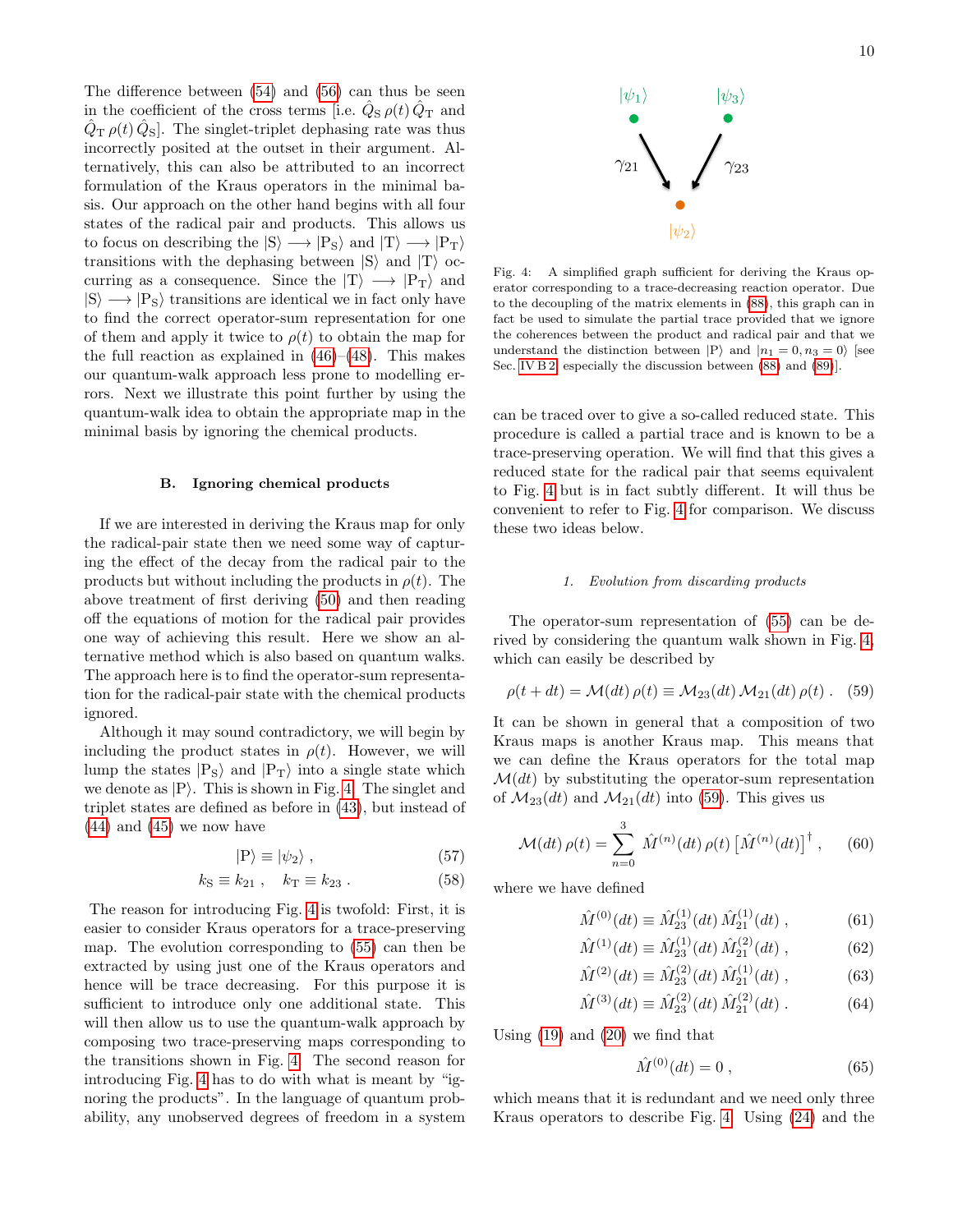The difference between (54) and (56) can thus be seen in the coefficient of the cross terms [i.e. $\hat{Q}_{\rm S}\,\rho(t)\,\hat{Q}_{\rm T}$ and $\hat{Q}_{\rm T}\,\rho(t)\,\hat{Q}_{\rm S}$]. The singlet-triplet dephasing rate was thus incorrectly posited at the outset in their argument. Alternatively, this can also be attributed to an incorrect formulation of the Kraus operators in the minimal basis. Our approach on the other hand begins with all four states of the radical pair and products. This allows us to focus on describing the $|{\rm S}\rangle \longrightarrow |{\rm P_S}\rangle$ and $|{\rm T}\rangle \longrightarrow |{\rm P_T}\rangle$ transitions with the dephasing between $|{\rm S}\rangle$ and $|{\rm T}\rangle$ occurring as a consequence. Since the $|{\rm T}\rangle \longrightarrow |{\rm P_T}\rangle$ and $|{\rm S}\rangle \longrightarrow |{\rm P_S}\rangle$ transitions are identical we in fact only have to find the correct operator-sum representation for one of them and apply it twice to $\rho(t)$ to obtain the map for the full reaction as explained in (46)–(48). This makes our quantum-walk approach less prone to modelling errors. Next we illustrate this point further by using the quantum-walk idea to obtain the appropriate map in the minimal basis by ignoring the chemical products.

### B. Ignoring chemical products

If we are interested in deriving the Kraus map for only the radical-pair state then we need some way of capturing the effect of the decay from the radical pair to the products but without including the products in $\rho(t)$. The above treatment of first deriving (50) and then reading off the equations of motion for the radical pair provides one way of achieving this result. Here we show an alternative method which is also based on quantum walks. The approach here is to find the operator-sum representation for the radical-pair state with the chemical products ignored.

Although it may sound contradictory, we will begin by including the product states in $\rho(t)$. However, we will lump the states $|{\rm P_S}\rangle$ and $|{\rm P_T}\rangle$ into a single state which we denote as $|{\rm P}\rangle$. This is shown in Fig. 4. The singlet and triplet states are defined as before in (43), but instead of (44) and (45) we now have

$$|{\rm P}\rangle \equiv |\psi_2\rangle\,, \tag{57}$$

$$k_{\rm S} \equiv k_{21}\,, \quad k_{\rm T} \equiv k_{23}\,. \tag{58}$$

The reason for introducing Fig. 4 is twofold: First, it is easier to consider Kraus operators for a trace-preserving map. The evolution corresponding to (55) can then be extracted by using just one of the Kraus operators and hence will be trace decreasing. For this purpose it is sufficient to introduce only one additional state. This will then allow us to use the quantum-walk approach by composing two trace-preserving maps corresponding to the transitions shown in Fig. 4. The second reason for introducing Fig. 4 has to do with what is meant by "ignoring the products". In the language of quantum probability, any unobserved degrees of freedom in a system can be traced over to give a so-called reduced state. This procedure is called a partial trace and is known to be a trace-preserving operation. We will find that this gives a reduced state for the radical pair that seems equivalent to Fig. 4 but is in fact subtly different. It will thus be convenient to refer to Fig. 4 for comparison. We discuss these two ideas below.

Fig. 4: A simplified graph sufficient for deriving the Kraus operator corresponding to a trace-decreasing reaction operator. Due to the decoupling of the matrix elements in (88), this graph can in fact be used to simulate the partial trace provided that we ignore the coherences between the product and radical pair and that we understand the distinction between $|{\rm P}\rangle$ and $|n_1=0, n_3=0\rangle$ [see Sec. IV B 2, especially the discussion between (88) and (89)].

#### 1. Evolution from discarding products

The operator-sum representation of (55) can be derived by considering the quantum walk shown in Fig. 4, which can easily be described by

$$\rho(t+dt) = \mathcal{M}(dt)\,\rho(t) \equiv \mathcal{M}_{23}(dt)\,\mathcal{M}_{21}(dt)\,\rho(t)\,. \tag{59}$$

It can be shown in general that a composition of two Kraus maps is another Kraus map. This means that we can define the Kraus operators for the total map $\mathcal{M}(dt)$ by substituting the operator-sum representation of $\mathcal{M}_{23}(dt)$ and $\mathcal{M}_{21}(dt)$ into (59). This gives us

$$\mathcal{M}(dt)\,\rho(t) = \sum_{n=0}^{3}\,\hat{M}^{(n)}(dt)\,\rho(t)\,\big[\hat{M}^{(n)}(dt)\big]^\dagger\,, \tag{60}$$

where we have defined

$$\hat{M}^{(0)}(dt) \equiv \hat{M}^{(1)}_{23}(dt)\,\hat{M}^{(1)}_{21}(dt)\,, \tag{61}$$

$$\hat{M}^{(1)}(dt) \equiv \hat{M}^{(1)}_{23}(dt)\,\hat{M}^{(2)}_{21}(dt)\,, \tag{62}$$

$$\hat{M}^{(2)}(dt) \equiv \hat{M}^{(2)}_{23}(dt)\,\hat{M}^{(1)}_{21}(dt)\,, \tag{63}$$

$$\hat{M}^{(3)}(dt) \equiv \hat{M}^{(2)}_{23}(dt)\,\hat{M}^{(2)}_{21}(dt)\,. \tag{64}$$

Using (19) and (20) we find that

$$\hat{M}^{(0)}(dt) = 0\,, \tag{65}$$

which means that it is redundant and we need only three Kraus operators to describe Fig. 4. Using (24) and the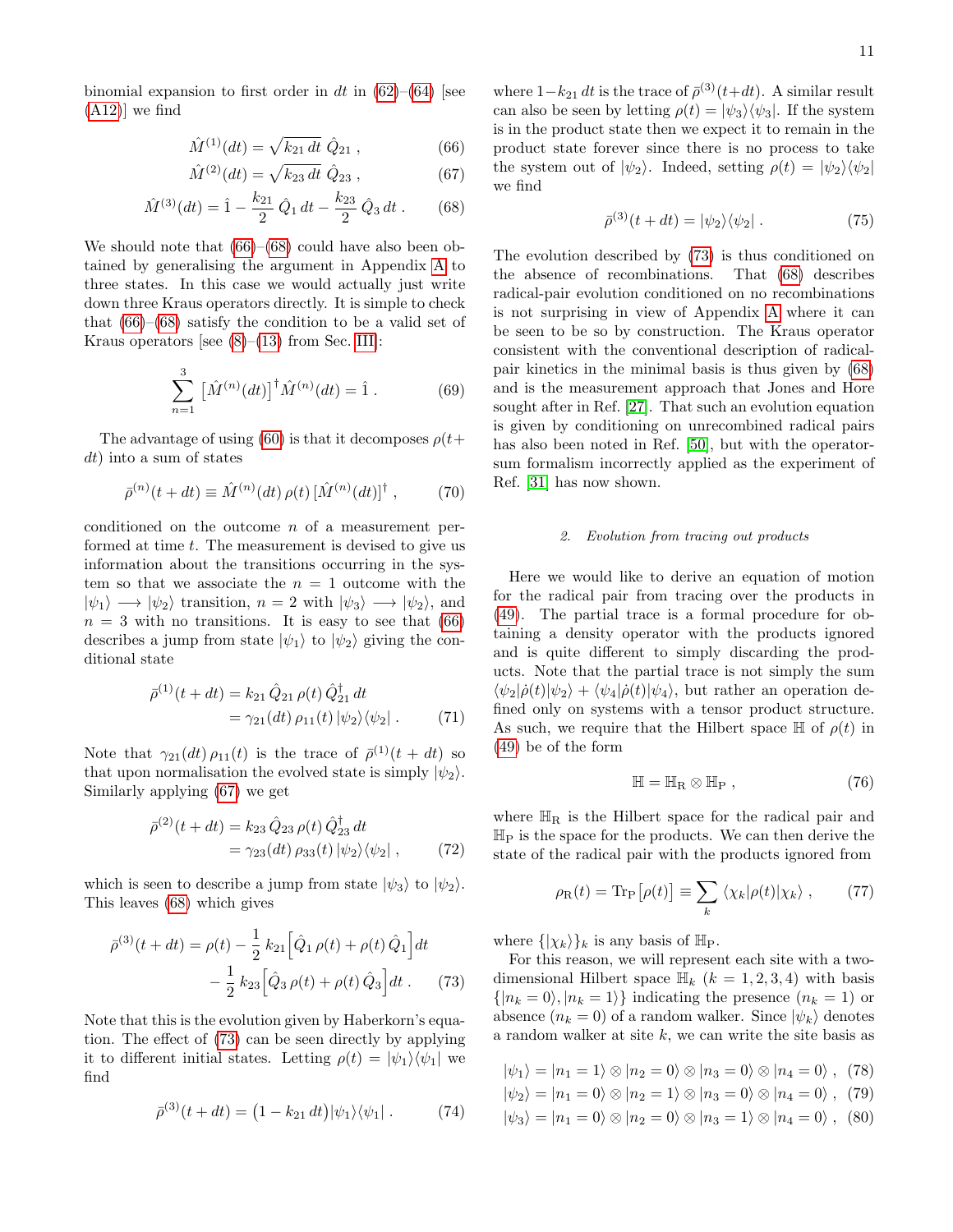binomial expansion to first order in $dt$ in (62)–(64) [see (A12)] we find

$$\hat{M}^{(1)}(dt) = \sqrt{k_{21}\, dt}\; \hat{Q}_{21}\;, \tag{66}$$

$$\hat{M}^{(2)}(dt) = \sqrt{k_{23}\, dt}\; \hat{Q}_{23}\;, \tag{67}$$

$$\hat{M}^{(3)}(dt) = \hat{1} - \frac{k_{21}}{2}\,\hat{Q}_1\, dt - \frac{k_{23}}{2}\,\hat{Q}_3\, dt\;. \tag{68}$$

We should note that (66)–(68) could have also been obtained by generalising the argument in Appendix A to three states. In this case we would actually just write down three Kraus operators directly. It is simple to check that (66)–(68) satisfy the condition to be a valid set of Kraus operators [see (8)–(13) from Sec. III]:

$$\sum_{n=1}^{3} \big[\hat{M}^{(n)}(dt)\big]^{\dagger}\hat{M}^{(n)}(dt) = \hat{1}\;. \tag{69}$$

The advantage of using (60) is that it decomposes $\rho(t+dt)$ into a sum of states

$$\bar{\rho}^{(n)}(t+dt) \equiv \hat{M}^{(n)}(dt)\,\rho(t)\,[\hat{M}^{(n)}(dt)]^{\dagger}\;, \tag{70}$$

conditioned on the outcome $n$ of a measurement performed at time $t$. The measurement is devised to give us information about the transitions occurring in the system so that we associate the $n=1$ outcome with the $|\psi_1\rangle \longrightarrow |\psi_2\rangle$ transition, $n=2$ with $|\psi_3\rangle \longrightarrow |\psi_2\rangle$, and $n=3$ with no transitions. It is easy to see that (66) describes a jump from state $|\psi_1\rangle$ to $|\psi_2\rangle$ giving the conditional state

$$\begin{aligned}\bar{\rho}^{(1)}(t+dt) &= k_{21}\,\hat{Q}_{21}\,\rho(t)\,\hat{Q}_{21}^{\dagger}\,dt \\ &= \gamma_{21}(dt)\,\rho_{11}(t)\,|\psi_2\rangle\langle\psi_2|\;.\end{aligned} \tag{71}$$

Note that $\gamma_{21}(dt)\,\rho_{11}(t)$ is the trace of $\bar{\rho}^{(1)}(t+dt)$ so that upon normalisation the evolved state is simply $|\psi_2\rangle$. Similarly applying (67) we get

$$\begin{aligned}\bar{\rho}^{(2)}(t+dt) &= k_{23}\,\hat{Q}_{23}\,\rho(t)\,\hat{Q}_{23}^{\dagger}\,dt \\ &= \gamma_{23}(dt)\,\rho_{33}(t)\,|\psi_2\rangle\langle\psi_2|\;,\end{aligned} \tag{72}$$

which is seen to describe a jump from state $|\psi_3\rangle$ to $|\psi_2\rangle$. This leaves (68) which gives

$$\begin{aligned}\bar{\rho}^{(3)}(t+dt) = \rho(t) &- \frac{1}{2}\,k_{21}\Big[\hat{Q}_1\,\rho(t) + \rho(t)\,\hat{Q}_1\Big]dt \\ &- \frac{1}{2}\,k_{23}\Big[\hat{Q}_3\,\rho(t) + \rho(t)\,\hat{Q}_3\Big]dt\;.\end{aligned} \tag{73}$$

Note that this is the evolution given by Haberkorn's equation. The effect of (73) can be seen directly by applying it to different initial states. Letting $\rho(t) = |\psi_1\rangle\langle\psi_1|$ we find

$$\bar{\rho}^{(3)}(t+dt) = \big(1 - k_{21}\,dt\big)|\psi_1\rangle\langle\psi_1|\;. \tag{74}$$

where $1-k_{21}\,dt$ is the trace of $\bar{\rho}^{(3)}(t+dt)$. A similar result can also be seen by letting $\rho(t) = |\psi_3\rangle\langle\psi_3|$. If the system is in the product state then we expect it to remain in the product state forever since there is no process to take the system out of $|\psi_2\rangle$. Indeed, setting $\rho(t) = |\psi_2\rangle\langle\psi_2|$ we find

$$\bar{\rho}^{(3)}(t+dt) = |\psi_2\rangle\langle\psi_2|\;. \tag{75}$$

The evolution described by (73) is thus conditioned on the absence of recombinations. That (68) describes radical-pair evolution conditioned on no recombinations is not surprising in view of Appendix A where it can be seen to be so by construction. The Kraus operator consistent with the conventional description of radical-pair kinetics in the minimal basis is thus given by (68) and is the measurement approach that Jones and Hore sought after in Ref. [27]. That such an evolution equation is given by conditioning on unrecombined radical pairs has also been noted in Ref. [50], but with the operator-sum formalism incorrectly applied as the experiment of Ref. [31] has now shown.

#### 2. Evolution from tracing out products

Here we would like to derive an equation of motion for the radical pair from tracing over the products in (49). The partial trace is a formal procedure for obtaining a density operator with the products ignored and is quite different to simply discarding the products. Note that the partial trace is not simply the sum $\langle\psi_2|\dot{\rho}(t)|\psi_2\rangle + \langle\psi_4|\dot{\rho}(t)|\psi_4\rangle$, but rather an operation defined only on systems with a tensor product structure. As such, we require that the Hilbert space $\mathbb{H}$ of $\rho(t)$ in (49) be of the form

$$\mathbb{H} = \mathbb{H}_{\rm R} \otimes \mathbb{H}_{\rm P}\;, \tag{76}$$

where $\mathbb{H}_{\rm R}$ is the Hilbert space for the radical pair and $\mathbb{H}_{\rm P}$ is the space for the products. We can then derive the state of the radical pair with the products ignored from

$$\rho_{\rm R}(t) = {\rm Tr}_{\rm P}\big[\rho(t)\big] \equiv \sum_k \langle\chi_k|\rho(t)|\chi_k\rangle\;, \tag{77}$$

where $\{|\chi_k\rangle\}_k$ is any basis of $\mathbb{H}_{\rm P}$.

For this reason, we will represent each site with a two-dimensional Hilbert space $\mathbb{H}_k$ ($k=1,2,3,4$) with basis $\{|n_k=0\rangle, |n_k=1\rangle\}$ indicating the presence ($n_k=1$) or absence ($n_k=0$) of a random walker. Since $|\psi_k\rangle$ denotes a random walker at site $k$, we can write the site basis as

$$|\psi_1\rangle = |n_1=1\rangle \otimes |n_2=0\rangle \otimes |n_3=0\rangle \otimes |n_4=0\rangle\;, \tag{78}$$

$$|\psi_2\rangle = |n_1=0\rangle \otimes |n_2=1\rangle \otimes |n_3=0\rangle \otimes |n_4=0\rangle\;, \tag{79}$$

$$|\psi_3\rangle = |n_1=0\rangle \otimes |n_2=0\rangle \otimes |n_3=1\rangle \otimes |n_4=0\rangle\;, \tag{80}$$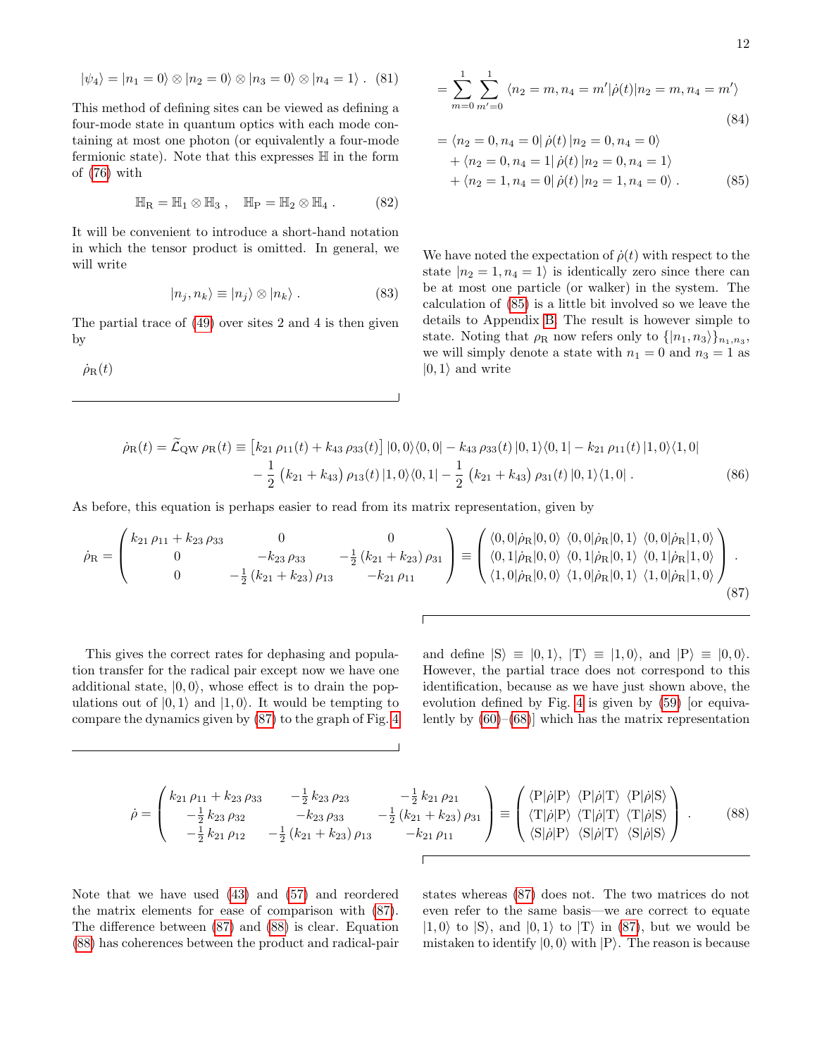$$|\psi_4\rangle = |n_1 = 0\rangle \otimes |n_2 = 0\rangle \otimes |n_3 = 0\rangle \otimes |n_4 = 1\rangle \,. \quad (81)$$

This method of defining sites can be viewed as defining a four-mode state in quantum optics with each mode containing at most one photon (or equivalently a four-mode fermionic state). Note that this expresses $\mathbb{H}$ in the form of (76) with

$$\mathbb{H}_{\rm R} = \mathbb{H}_1 \otimes \mathbb{H}_3 \,, \quad \mathbb{H}_{\rm P} = \mathbb{H}_2 \otimes \mathbb{H}_4 \,. \quad (82)$$

It will be convenient to introduce a short-hand notation in which the tensor product is omitted. In general, we will write

$$|n_j, n_k\rangle \equiv |n_j\rangle \otimes |n_k\rangle \,. \quad (83)$$

The partial trace of (49) over sites 2 and 4 is then given by

$$\dot{\rho}_{\rm R}(t) = \sum_{m=0}^{1} \sum_{m'=0}^{1} \langle n_2 = m, n_4 = m' | \dot{\rho}(t) | n_2 = m, n_4 = m' \rangle \quad (84)$$

$$= \langle n_2 = 0, n_4 = 0 | \, \dot{\rho}(t) \, | n_2 = 0, n_4 = 0 \rangle + \langle n_2 = 0, n_4 = 1 | \, \dot{\rho}(t) \, | n_2 = 0, n_4 = 1 \rangle + \langle n_2 = 1, n_4 = 0 | \, \dot{\rho}(t) \, | n_2 = 1, n_4 = 0 \rangle \,. \quad (85)$$

We have noted the expectation of $\dot{\rho}(t)$ with respect to the state $|n_2 = 1, n_4 = 1\rangle$ is identically zero since there can be at most one particle (or walker) in the system. The calculation of (85) is a little bit involved so we leave the details to Appendix B. The result is however simple to state. Noting that $\rho_{\rm R}$ now refers only to $\{|n_1, n_3\rangle\}_{n_1, n_3}$, we will simply denote a state with $n_1 = 0$ and $n_3 = 1$ as $|0,1\rangle$ and write

$$\dot{\rho}_{\rm R}(t) = \widetilde{\mathcal{L}}_{\rm QW} \, \rho_{\rm R}(t) \equiv \big[ k_{21} \, \rho_{11}(t) + k_{43} \, \rho_{33}(t) \big] \, |0,0\rangle\langle 0,0| - k_{43} \, \rho_{33}(t) \, |0,1\rangle\langle 0,1| - k_{21} \, \rho_{11}(t) \, |1,0\rangle\langle 1,0| - \frac{1}{2} \left( k_{21} + k_{43} \right) \rho_{13}(t) \, |1,0\rangle\langle 0,1| - \frac{1}{2} \left( k_{21} + k_{43} \right) \rho_{31}(t) \, |0,1\rangle\langle 1,0| \,. \quad (86)$$

As before, this equation is perhaps easier to read from its matrix representation, given by

$$\dot{\rho}_{\rm R} = \begin{pmatrix} k_{21} \, \rho_{11} + k_{23} \, \rho_{33} & 0 & 0 \\ 0 & -k_{23} \, \rho_{33} & -\frac{1}{2} \left( k_{21} + k_{23} \right) \rho_{31} \\ 0 & -\frac{1}{2} \left( k_{21} + k_{23} \right) \rho_{13} & -k_{21} \, \rho_{11} \end{pmatrix} \equiv \begin{pmatrix} \langle 0,0 | \dot{\rho}_{\rm R} | 0,0 \rangle & \langle 0,0 | \dot{\rho}_{\rm R} | 0,1 \rangle & \langle 0,0 | \dot{\rho}_{\rm R} | 1,0 \rangle \\ \langle 0,1 | \dot{\rho}_{\rm R} | 0,0 \rangle & \langle 0,1 | \dot{\rho}_{\rm R} | 0,1 \rangle & \langle 0,1 | \dot{\rho}_{\rm R} | 1,0 \rangle \\ \langle 1,0 | \dot{\rho}_{\rm R} | 0,0 \rangle & \langle 1,0 | \dot{\rho}_{\rm R} | 0,1 \rangle & \langle 1,0 | \dot{\rho}_{\rm R} | 1,0 \rangle \end{pmatrix} \,. \quad (87)$$

This gives the correct rates for dephasing and population transfer for the radical pair except now we have one additional state, $|0,0\rangle$, whose effect is to drain the populations out of $|0,1\rangle$ and $|1,0\rangle$. It would be tempting to compare the dynamics given by (87) to the graph of Fig. 4 and define $|{\rm S}\rangle \equiv |0,1\rangle$, $|{\rm T}\rangle \equiv |1,0\rangle$, and $|{\rm P}\rangle \equiv |0,0\rangle$. However, the partial trace does not correspond to this identification, because as we have just shown above, the evolution defined by Fig. 4 is given by (59) [or equivalently by (60)–(68)] which has the matrix representation

$$\dot{\rho} = \begin{pmatrix} k_{21} \, \rho_{11} + k_{23} \, \rho_{33} & -\frac{1}{2} \, k_{23} \, \rho_{23} & -\frac{1}{2} \, k_{21} \, \rho_{21} \\ -\frac{1}{2} \, k_{23} \, \rho_{32} & -k_{23} \, \rho_{33} & -\frac{1}{2} \left( k_{21} + k_{23} \right) \rho_{31} \\ -\frac{1}{2} \, k_{21} \, \rho_{12} & -\frac{1}{2} \left( k_{21} + k_{23} \right) \rho_{13} & -k_{21} \, \rho_{11} \end{pmatrix} \equiv \begin{pmatrix} \langle {\rm P} | \dot{\rho} | {\rm P} \rangle & \langle {\rm P} | \dot{\rho} | {\rm T} \rangle & \langle {\rm P} | \dot{\rho} | {\rm S} \rangle \\ \langle {\rm T} | \dot{\rho} | {\rm P} \rangle & \langle {\rm T} | \dot{\rho} | {\rm T} \rangle & \langle {\rm T} | \dot{\rho} | {\rm S} \rangle \\ \langle {\rm S} | \dot{\rho} | {\rm P} \rangle & \langle {\rm S} | \dot{\rho} | {\rm T} \rangle & \langle {\rm S} | \dot{\rho} | {\rm S} \rangle \end{pmatrix} \,. \quad (88)$$

Note that we have used (43) and (57) and reordered the matrix elements for ease of comparison with (87). The difference between (87) and (88) is clear. Equation (88) has coherences between the product and radical-pair states whereas (87) does not. The two matrices do not even refer to the same basis—we are correct to equate $|1,0\rangle$ to $|{\rm S}\rangle$, and $|0,1\rangle$ to $|{\rm T}\rangle$ in (87), but we would be mistaken to identify $|0,0\rangle$ with $|{\rm P}\rangle$. The reason is because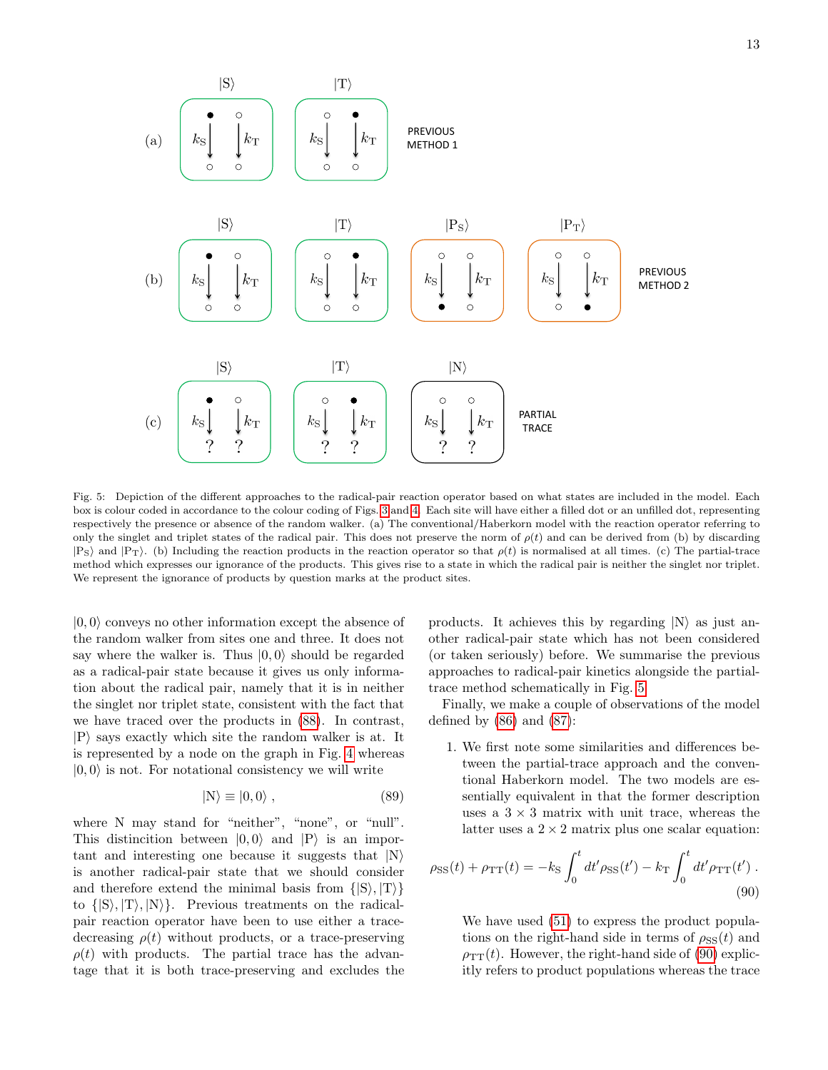Fig. 5: Depiction of the different approaches to the radical-pair reaction operator based on what states are included in the model. Each box is colour coded in accordance to the colour coding of Figs. 3 and 4. Each site will have either a filled dot or an unfilled dot, representing respectively the presence or absence of the random walker. (a) The conventional/Haberkorn model with the reaction operator referring to only the singlet and triplet states of the radical pair. This does not preserve the norm of $\rho(t)$ and can be derived from (b) by discarding $|\mathrm{P_S}\rangle$ and $|\mathrm{P_T}\rangle$. (b) Including the reaction products in the reaction operator so that $\rho(t)$ is normalised at all times. (c) The partial-trace method which expresses our ignorance of the products. This gives rise to a state in which the radical pair is neither the singlet nor triplet. We represent the ignorance of products by question marks at the product sites.

$|0,0\rangle$ conveys no other information except the absence of the random walker from sites one and three. It does not say where the walker is. Thus $|0,0\rangle$ should be regarded as a radical-pair state because it gives us only information about the radical pair, namely that it is in neither the singlet nor triplet state, consistent with the fact that we have traced over the products in (88). In contrast, $|\mathrm{P}\rangle$ says exactly which site the random walker is at. It is represented by a node on the graph in Fig. 4 whereas $|0,0\rangle$ is not. For notational consistency we will write

$$|\mathrm{N}\rangle \equiv |0,0\rangle \,, \tag{89}$$

where N may stand for "neither", "none", or "null". This distincition between $|0,0\rangle$ and $|\mathrm{P}\rangle$ is an important and interesting one because it suggests that $|\mathrm{N}\rangle$ is another radical-pair state that we should consider and therefore extend the minimal basis from $\{|\mathrm{S}\rangle, |\mathrm{T}\rangle\}$ to $\{|\mathrm{S}\rangle, |\mathrm{T}\rangle, |\mathrm{N}\rangle\}$. Previous treatments on the radical-pair reaction operator have been to use either a trace-decreasing $\rho(t)$ without products, or a trace-preserving $\rho(t)$ with products. The partial trace has the advantage that it is both trace-preserving and excludes the products. It achieves this by regarding $|\mathrm{N}\rangle$ as just another radical-pair state which has not been considered (or taken seriously) before. We summarise the previous approaches to radical-pair kinetics alongside the partial-trace method schematically in Fig. 5.

Finally, we make a couple of observations of the model defined by (86) and (87):

1. We first note some similarities and differences between the partial-trace approach and the conventional Haberkorn model. The two models are essentially equivalent in that the former description uses a $3 \times 3$ matrix with unit trace, whereas the latter uses a $2 \times 2$ matrix plus one scalar equation:

$$\rho_{\mathrm{SS}}(t) + \rho_{\mathrm{TT}}(t) = -k_{\mathrm{S}} \int_0^t dt' \rho_{\mathrm{SS}}(t') - k_{\mathrm{T}} \int_0^t dt' \rho_{\mathrm{TT}}(t') \,. \tag{90}$$

   We have used (51) to express the product populations on the right-hand side in terms of $\rho_{\mathrm{SS}}(t)$ and $\rho_{\mathrm{TT}}(t)$. However, the right-hand side of (90) explicitly refers to product populations whereas the trace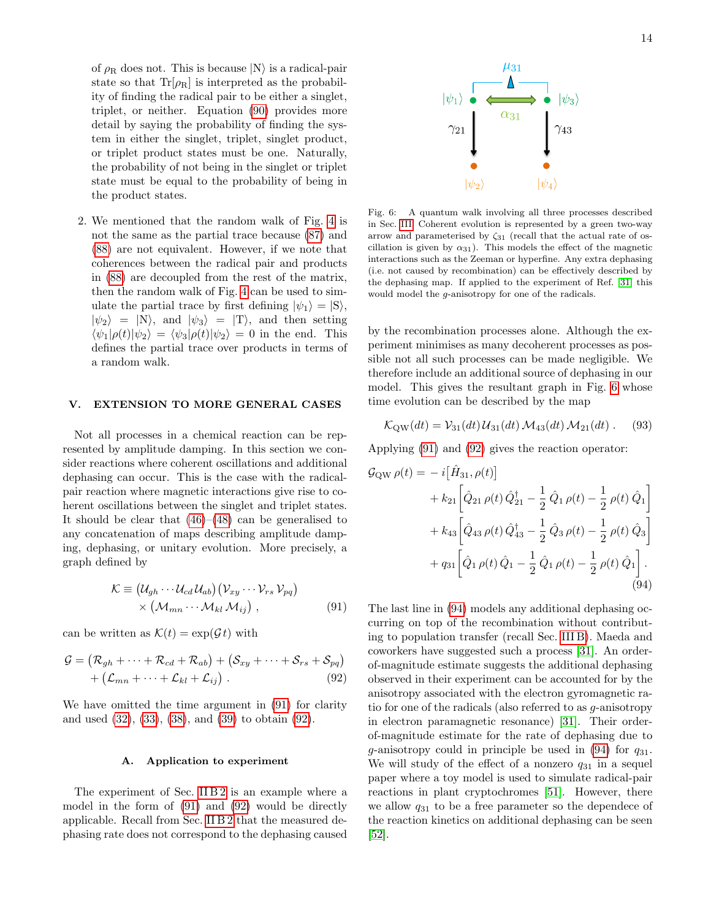of $\rho_{\mathrm{R}}$ does not. This is because $|\mathrm{N}\rangle$ is a radical-pair state so that $\mathrm{Tr}[\rho_{\mathrm{R}}]$ is interpreted as the probability of finding the radical pair to be either a singlet, triplet, or neither. Equation (90) provides more detail by saying the probability of finding the system in either the singlet, triplet, singlet product, or triplet product states must be one. Naturally, the probability of not being in the singlet or triplet state must be equal to the probability of being in the product states.

2. We mentioned that the random walk of Fig. 4 is not the same as the partial trace because (87) and (88) are not equivalent. However, if we note that coherences between the radical pair and products in (88) are decoupled from the rest of the matrix, then the random walk of Fig. 4 can be used to simulate the partial trace by first defining $|\psi_1\rangle = |\mathrm{S}\rangle$, $|\psi_2\rangle = |\mathrm{N}\rangle$, and $|\psi_3\rangle = |\mathrm{T}\rangle$, and then setting $\langle\psi_1|\rho(t)|\psi_2\rangle = \langle\psi_3|\rho(t)|\psi_2\rangle = 0$ in the end. This defines the partial trace over products in terms of a random walk.

## V. EXTENSION TO MORE GENERAL CASES

Not all processes in a chemical reaction can be represented by amplitude damping. In this section we consider reactions where coherent oscillations and additional dephasing can occur. This is the case with the radical-pair reaction where magnetic interactions give rise to coherent oscillations between the singlet and triplet states. It should be clear that (46)–(48) can be generalised to any concatenation of maps describing amplitude damping, dephasing, or unitary evolution. More precisely, a graph defined by

$$\mathcal{K} \equiv \left(\mathcal{U}_{gh}\cdots\mathcal{U}_{cd}\,\mathcal{U}_{ab}\right)\left(\mathcal{V}_{xy}\cdots\mathcal{V}_{rs}\,\mathcal{V}_{pq}\right) \times \left(\mathcal{M}_{mn}\cdots\mathcal{M}_{kl}\,\mathcal{M}_{ij}\right), \tag{91}$$

can be written as $\mathcal{K}(t) = \exp(\mathcal{G}t)$ with

$$\mathcal{G} = \left(\mathcal{R}_{gh} + \cdots + \mathcal{R}_{cd} + \mathcal{R}_{ab}\right) + \left(\mathcal{S}_{xy} + \cdots + \mathcal{S}_{rs} + \mathcal{S}_{pq}\right) + \left(\mathcal{L}_{mn} + \cdots + \mathcal{L}_{kl} + \mathcal{L}_{ij}\right). \tag{92}$$

We have omitted the time argument in (91) for clarity and used (32), (33), (38), and (39) to obtain (92).

### A. Application to experiment

The experiment of Sec. II B 2 is an example where a model in the form of (91) and (92) would be directly applicable. Recall from Sec. II B 2 that the measured dephasing rate does not correspond to the dephasing caused by the recombination processes alone. Although the experiment minimises as many decoherent processes as possible not all such processes can be made negligible. We therefore include an additional source of dephasing in our model. This gives the resultant graph in Fig. 6 whose time evolution can be described by the map

Fig. 6: A quantum walk involving all three processes described in Sec. III. Coherent evolution is represented by a green two-way arrow and parameterised by $\zeta_{31}$ (recall that the actual rate of oscillation is given by $\alpha_{31}$). This models the effect of the magnetic interactions such as the Zeeman or hyperfine. Any extra dephasing (i.e. not caused by recombination) can be effectively described by the dephasing map. If applied to the experiment of Ref. [31] this would model the $g$-anisotropy for one of the radicals.

$$\mathcal{K}_{\mathrm{QW}}(dt) = \mathcal{V}_{31}(dt)\,\mathcal{U}_{31}(dt)\,\mathcal{M}_{43}(dt)\,\mathcal{M}_{21}(dt)\,. \tag{93}$$

Applying (91) and (92) gives the reaction operator:

$$\begin{aligned}\mathcal{G}_{\mathrm{QW}}\,\rho(t) = &-i\big[\hat{H}_{31},\rho(t)\big] \\ &+ k_{21}\Big[\hat{Q}_{21}\,\rho(t)\,\hat{Q}_{21}^{\dagger} - \frac{1}{2}\,\hat{Q}_1\,\rho(t) - \frac{1}{2}\,\rho(t)\,\hat{Q}_1\Big] \\ &+ k_{43}\Big[\hat{Q}_{43}\,\rho(t)\,\hat{Q}_{43}^{\dagger} - \frac{1}{2}\,\hat{Q}_3\,\rho(t) - \frac{1}{2}\,\rho(t)\,\hat{Q}_3\Big] \\ &+ q_{31}\Big[\hat{Q}_1\,\rho(t)\,\hat{Q}_1 - \frac{1}{2}\,\hat{Q}_1\,\rho(t) - \frac{1}{2}\,\rho(t)\,\hat{Q}_1\Big]\,.\end{aligned} \tag{94}$$

The last line in (94) models any additional dephasing occurring on top of the recombination without contributing to population transfer (recall Sec. III B). Maeda and coworkers have suggested such a process [31]. An order-of-magnitude estimate suggests the additional dephasing observed in their experiment can be accounted for by the anisotropy associated with the electron gyromagnetic ratio for one of the radicals (also referred to as $g$-anisotropy in electron paramagnetic resonance) [31]. Their order-of-magnitude estimate for the rate of dephasing due to $g$-anisotropy could in principle be used in (94) for $q_{31}$. We will study of the effect of a nonzero $q_{31}$ in a sequel paper where a toy model is used to simulate radical-pair reactions in plant cryptochromes [51]. However, there we allow $q_{31}$ to be a free parameter so the dependece of the reaction kinetics on additional dephasing can be seen [52].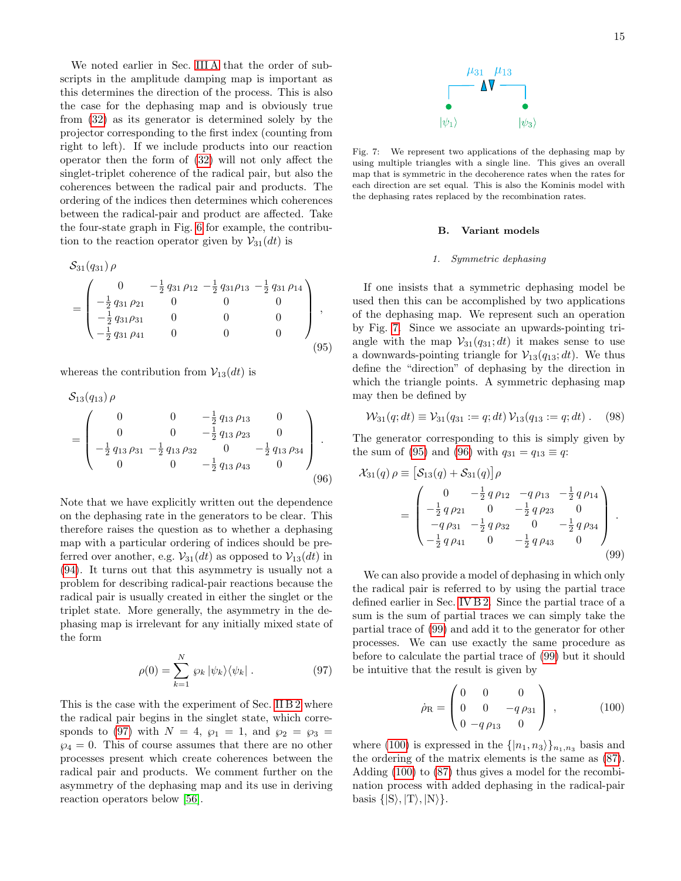We noted earlier in Sec. III A that the order of subscripts in the amplitude damping map is important as this determines the direction of the process. This is also the case for the dephasing map and is obviously true from (32) as its generator is determined solely by the projector corresponding to the first index (counting from right to left). If we include products into our reaction operator then the form of (32) will not only affect the singlet-triplet coherence of the radical pair, but also the coherences between the radical pair and products. The ordering of the indices then determines which coherences between the radical-pair and product are affected. Take the four-state graph in Fig. 6 for example, the contribution to the reaction operator given by $\mathcal{V}_{31}(dt)$ is

$$
\mathcal{S}_{31}(q_{31})\,\rho = \begin{pmatrix} 0 & -\frac{1}{2}\,q_{31}\,\rho_{12} & -\frac{1}{2}\,q_{31}\rho_{13} & -\frac{1}{2}\,q_{31}\,\rho_{14} \\ -\frac{1}{2}\,q_{31}\,\rho_{21} & 0 & 0 & 0 \\ -\frac{1}{2}\,q_{31}\rho_{31} & 0 & 0 & 0 \\ -\frac{1}{2}\,q_{31}\,\rho_{41} & 0 & 0 & 0 \end{pmatrix}, \tag{95}
$$

whereas the contribution from $\mathcal{V}_{13}(dt)$ is

$$
\mathcal{S}_{13}(q_{13})\,\rho = \begin{pmatrix} 0 & 0 & -\frac{1}{2}\,q_{13}\,\rho_{13} & 0 \\ 0 & 0 & -\frac{1}{2}\,q_{13}\,\rho_{23} & 0 \\ -\frac{1}{2}\,q_{13}\,\rho_{31} & -\frac{1}{2}\,q_{13}\,\rho_{32} & 0 & -\frac{1}{2}\,q_{13}\,\rho_{34} \\ 0 & 0 & -\frac{1}{2}\,q_{13}\,\rho_{43} & 0 \end{pmatrix}. \tag{96}
$$

Note that we have explicitly written out the dependence on the dephasing rate in the generators to be clear. This therefore raises the question as to whether a dephasing map with a particular ordering of indices should be preferred over another, e.g. $\mathcal{V}_{31}(dt)$ as opposed to $\mathcal{V}_{13}(dt)$ in (94). It turns out that this asymmetry is usually not a problem for describing radical-pair reactions because the radical pair is usually created in either the singlet or the triplet state. More generally, the asymmetry in the dephasing map is irrelevant for any initially mixed state of the form

$$
\rho(0) = \sum_{k=1}^{N} \wp_k\,|\psi_k\rangle\langle\psi_k|\,. \tag{97}
$$

This is the case with the experiment of Sec. II B 2 where the radical pair begins in the singlet state, which corresponds to (97) with $N = 4$, $\wp_1 = 1$, and $\wp_2 = \wp_3 = \wp_4 = 0$. This of course assumes that there are no other processes present which create coherences between the radical pair and products. We comment further on the asymmetry of the dephasing map and its use in deriving reaction operators below [56].

Fig. 7: We represent two applications of the dephasing map by using multiple triangles with a single line. This gives an overall map that is symmetric in the decoherence rates when the rates for each direction are set equal. This is also the Kominis model with the dephasing rates replaced by the recombination rates.

## B. Variant models

### 1. Symmetric dephasing

If one insists that a symmetric dephasing model be used then this can be accomplished by two applications of the dephasing map. We represent such an operation by Fig. 7. Since we associate an upwards-pointing triangle with the map $\mathcal{V}_{31}(q_{31};dt)$ it makes sense to use a downwards-pointing triangle for $\mathcal{V}_{13}(q_{13};dt)$. We thus define the "direction" of dephasing by the direction in which the triangle points. A symmetric dephasing map may then be defined by

$$
\mathcal{W}_{31}(q;dt) \equiv \mathcal{V}_{31}(q_{31} := q;dt)\,\mathcal{V}_{13}(q_{13} := q;dt)\,. \tag{98}
$$

The generator corresponding to this is simply given by the sum of (95) and (96) with $q_{31} = q_{13} \equiv q$:

$$
\mathcal{X}_{31}(q)\,\rho \equiv \big[\mathcal{S}_{13}(q) + \mathcal{S}_{31}(q)\big]\rho = \begin{pmatrix} 0 & -\frac{1}{2}\,q\,\rho_{12} & -q\,\rho_{13} & -\frac{1}{2}\,q\,\rho_{14} \\ -\frac{1}{2}\,q\,\rho_{21} & 0 & -\frac{1}{2}\,q\,\rho_{23} & 0 \\ -q\,\rho_{31} & -\frac{1}{2}\,q\,\rho_{32} & 0 & -\frac{1}{2}\,q\,\rho_{34} \\ -\frac{1}{2}\,q\,\rho_{41} & 0 & -\frac{1}{2}\,q\,\rho_{43} & 0 \end{pmatrix}. \tag{99}
$$

We can also provide a model of dephasing in which only the radical pair is referred to by using the partial trace defined earlier in Sec. IV B 2. Since the partial trace of a sum is the sum of partial traces we can simply take the partial trace of (99) and add it to the generator for other processes. We can use exactly the same procedure as before to calculate the partial trace of (99) but it should be intuitive that the result is given by

$$
\dot{\rho}_{\rm R} = \begin{pmatrix} 0 & 0 & 0 \\ 0 & 0 & -q\,\rho_{31} \\ 0 & -q\,\rho_{13} & 0 \end{pmatrix}, \tag{100}
$$

where (100) is expressed in the $\{|n_1,n_3\rangle\}_{n_1,n_3}$ basis and the ordering of the matrix elements is the same as (87). Adding (100) to (87) thus gives a model for the recombination process with added dephasing in the radical-pair basis $\{|{\rm S}\rangle, |{\rm T}\rangle, |{\rm N}\rangle\}$.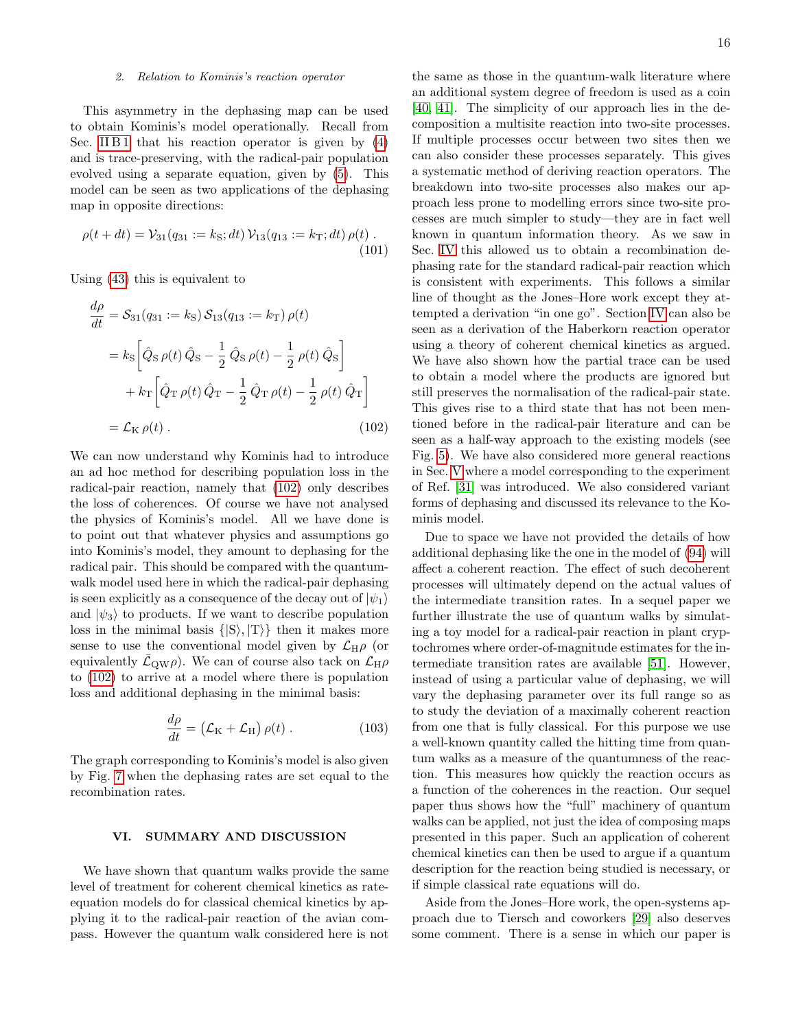### 2. Relation to Kominis's reaction operator

This asymmetry in the dephasing map can be used to obtain Kominis's model operationally. Recall from Sec. II B 1 that his reaction operator is given by (4) and is trace-preserving, with the radical-pair population evolved using a separate equation, given by (5). This model can be seen as two applications of the dephasing map in opposite directions:

$$\rho(t+dt) = \mathcal{V}_{31}(q_{31} := k_{\rm S}; dt)\, \mathcal{V}_{13}(q_{13} := k_{\rm T}; dt)\, \rho(t)\;. \tag{101}$$

Using (43) this is equivalent to

$$\begin{aligned}\frac{d\rho}{dt} &= \mathcal{S}_{31}(q_{31} := k_{\rm S})\, \mathcal{S}_{13}(q_{13} := k_{\rm T})\, \rho(t) \\ &= k_{\rm S}\Big[\hat{Q}_{\rm S}\, \rho(t)\, \hat{Q}_{\rm S} - \frac{1}{2}\, \hat{Q}_{\rm S}\, \rho(t) - \frac{1}{2}\, \rho(t)\, \hat{Q}_{\rm S}\Big] \\ &\quad + k_{\rm T}\Big[\hat{Q}_{\rm T}\, \rho(t)\, \hat{Q}_{\rm T} - \frac{1}{2}\, \hat{Q}_{\rm T}\, \rho(t) - \frac{1}{2}\, \rho(t)\, \hat{Q}_{\rm T}\Big] \\ &= \mathcal{L}_{\rm K}\, \rho(t)\;. \end{aligned}\tag{102}$$

We can now understand why Kominis had to introduce an ad hoc method for describing population loss in the radical-pair reaction, namely that (102) only describes the loss of coherences. Of course we have not analysed the physics of Kominis's model. All we have done is to point out that whatever physics and assumptions go into Kominis's model, they amount to dephasing for the radical pair. This should be compared with the quantum-walk model used here in which the radical-pair dephasing is seen explicitly as a consequence of the decay out of $|\psi_1\rangle$ and $|\psi_3\rangle$ to products. If we want to describe population loss in the minimal basis $\{|{\rm S}\rangle, |{\rm T}\rangle\}$ then it makes more sense to use the conventional model given by $\mathcal{L}_{\rm H}\rho$ (or equivalently $\tilde{\mathcal{L}}_{\rm QW}\rho$). We can of course also tack on $\mathcal{L}_{\rm H}\rho$ to (102) to arrive at a model where there is population loss and additional dephasing in the minimal basis:

$$\frac{d\rho}{dt} = \big(\mathcal{L}_{\rm K} + \mathcal{L}_{\rm H}\big)\, \rho(t)\;. \tag{103}$$

The graph corresponding to Kominis's model is also given by Fig. 7 when the dephasing rates are set equal to the recombination rates.

## VI. SUMMARY AND DISCUSSION

We have shown that quantum walks provide the same level of treatment for coherent chemical kinetics as rate-equation models do for classical chemical kinetics by applying it to the radical-pair reaction of the avian compass. However the quantum walk considered here is not the same as those in the quantum-walk literature where an additional system degree of freedom is used as a coin [40, 41]. The simplicity of our approach lies in the decomposition a multisite reaction into two-site processes. If multiple processes occur between two sites then we can also consider these processes separately. This gives a systematic method of deriving reaction operators. The breakdown into two-site processes also makes our approach less prone to modelling errors since two-site processes are much simpler to study—they are in fact well known in quantum information theory. As we saw in Sec. IV this allowed us to obtain a recombination dephasing rate for the standard radical-pair reaction which is consistent with experiments. This follows a similar line of thought as the Jones–Hore work except they attempted a derivation "in one go". Section IV can also be seen as a derivation of the Haberkorn reaction operator using a theory of coherent chemical kinetics as argued. We have also shown how the partial trace can be used to obtain a model where the products are ignored but still preserves the normalisation of the radical-pair state. This gives rise to a third state that has not been mentioned before in the radical-pair literature and can be seen as a half-way approach to the existing models (see Fig. 5). We have also considered more general reactions in Sec. V where a model corresponding to the experiment of Ref. [31] was introduced. We also considered variant forms of dephasing and discussed its relevance to the Kominis model.

Due to space we have not provided the details of how additional dephasing like the one in the model of (94) will affect a coherent reaction. The effect of such decoherent processes will ultimately depend on the actual values of the intermediate transition rates. In a sequel paper we further illustrate the use of quantum walks by simulating a toy model for a radical-pair reaction in plant cryptochromes where order-of-magnitude estimates for the intermediate transition rates are available [51]. However, instead of using a particular value of dephasing, we will vary the dephasing parameter over its full range so as to study the deviation of a maximally coherent reaction from one that is fully classical. For this purpose we use a well-known quantity called the hitting time from quantum walks as a measure of the quantumness of the reaction. This measures how quickly the reaction occurs as a function of the coherences in the reaction. Our sequel paper thus shows how the "full" machinery of quantum walks can be applied, not just the idea of composing maps presented in this paper. Such an application of coherent chemical kinetics can then be used to argue if a quantum description for the reaction being studied is necessary, or if simple classical rate equations will do.

Aside from the Jones–Hore work, the open-systems approach due to Tiersch and coworkers [29] also deserves some comment. There is a sense in which our paper is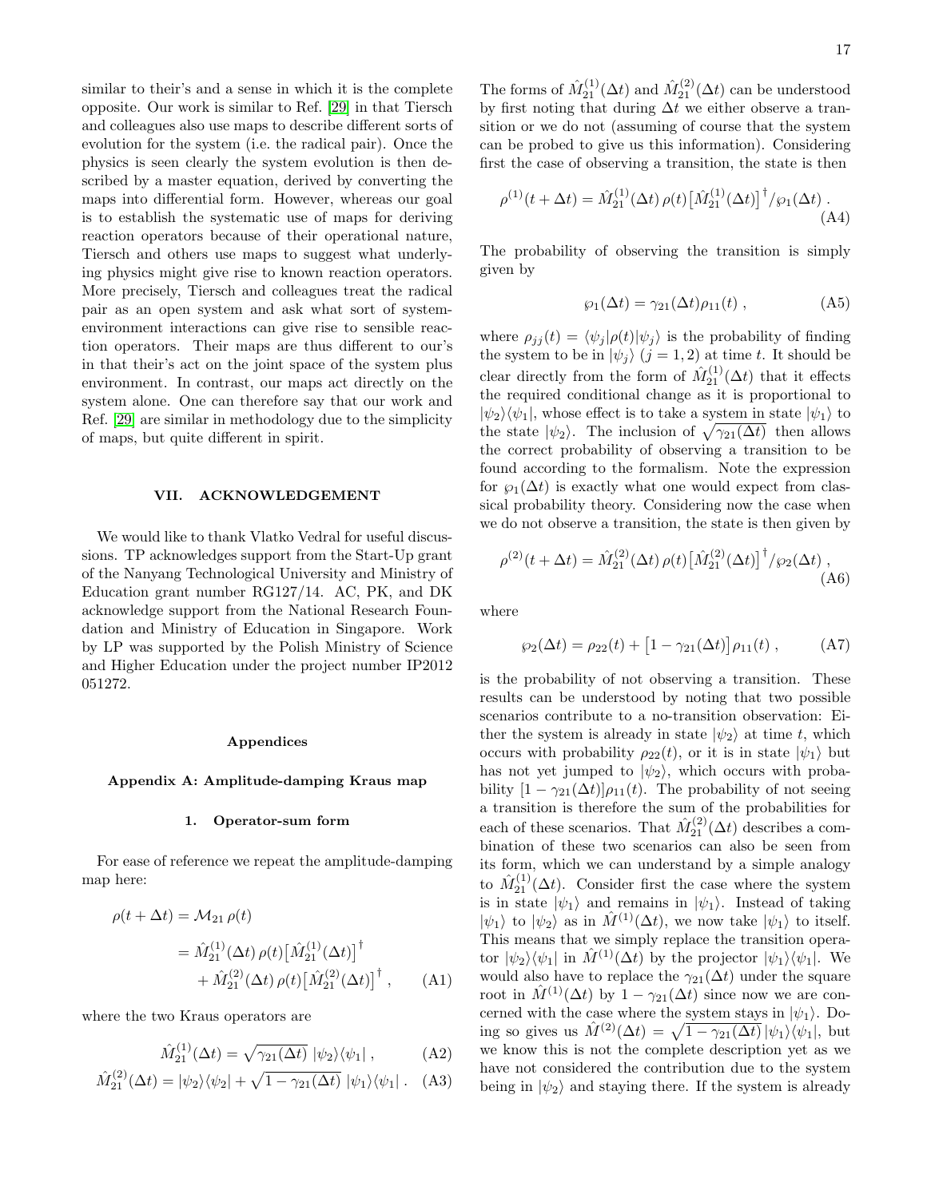similar to their's and a sense in which it is the complete opposite. Our work is similar to Ref. [29] in that Tiersch and colleagues also use maps to describe different sorts of evolution for the system (i.e. the radical pair). Once the physics is seen clearly the system evolution is then described by a master equation, derived by converting the maps into differential form. However, whereas our goal is to establish the systematic use of maps for deriving reaction operators because of their operational nature, Tiersch and others use maps to suggest what underlying physics might give rise to known reaction operators. More precisely, Tiersch and colleagues treat the radical pair as an open system and ask what sort of system-environment interactions can give rise to sensible reaction operators. Their maps are thus different to our's in that their's act on the joint space of the system plus environment. In contrast, our maps act directly on the system alone. One can therefore say that our work and Ref. [29] are similar in methodology due to the simplicity of maps, but quite different in spirit.

## VII. ACKNOWLEDGEMENT

We would like to thank Vlatko Vedral for useful discussions. TP acknowledges support from the Start-Up grant of the Nanyang Technological University and Ministry of Education grant number RG127/14. AC, PK, and DK acknowledge support from the National Research Foundation and Ministry of Education in Singapore. Work by LP was supported by the Polish Ministry of Science and Higher Education under the project number IP2012 051272.

## Appendices

### Appendix A: Amplitude-damping Kraus map

#### 1. Operator-sum form

For ease of reference we repeat the amplitude-damping map here:

$$\begin{aligned}\rho(t+\Delta t) &= \mathcal{M}_{21}\,\rho(t) \\ &= \hat{M}^{(1)}_{21}(\Delta t)\,\rho(t)\big[\hat{M}^{(1)}_{21}(\Delta t)\big]^\dagger \\ &\quad + \hat{M}^{(2)}_{21}(\Delta t)\,\rho(t)\big[\hat{M}^{(2)}_{21}(\Delta t)\big]^\dagger ,\end{aligned} \tag{A1}$$

where the two Kraus operators are

$$\hat{M}^{(1)}_{21}(\Delta t) = \sqrt{\gamma_{21}(\Delta t)}\;|\psi_2\rangle\langle\psi_1| , \tag{A2}$$

$$\hat{M}^{(2)}_{21}(\Delta t) = |\psi_2\rangle\langle\psi_2| + \sqrt{1-\gamma_{21}(\Delta t)}\;|\psi_1\rangle\langle\psi_1| . \tag{A3}$$

The forms of $\hat{M}^{(1)}_{21}(\Delta t)$ and $\hat{M}^{(2)}_{21}(\Delta t)$ can be understood by first noting that during $\Delta t$ we either observe a transition or we do not (assuming of course that the system can be probed to give us this information). Considering first the case of observing a transition, the state is then

$$\rho^{(1)}(t+\Delta t) = \hat{M}^{(1)}_{21}(\Delta t)\,\rho(t)\big[\hat{M}^{(1)}_{21}(\Delta t)\big]^\dagger/\wp_1(\Delta t) . \tag{A4}$$

The probability of observing the transition is simply given by

$$\wp_1(\Delta t) = \gamma_{21}(\Delta t)\rho_{11}(t) , \tag{A5}$$

where $\rho_{jj}(t) = \langle\psi_j|\rho(t)|\psi_j\rangle$ is the probability of finding the system to be in $|\psi_j\rangle$ $(j=1,2)$ at time $t$. It should be clear directly from the form of $\hat{M}^{(1)}_{21}(\Delta t)$ that it effects the required conditional change as it is proportional to $|\psi_2\rangle\langle\psi_1|$, whose effect is to take a system in state $|\psi_1\rangle$ to the state $|\psi_2\rangle$. The inclusion of $\sqrt{\gamma_{21}(\Delta t)}$ then allows the correct probability of observing a transition to be found according to the formalism. Note the expression for $\wp_1(\Delta t)$ is exactly what one would expect from classical probability theory. Considering now the case when we do not observe a transition, the state is then given by

$$\rho^{(2)}(t+\Delta t) = \hat{M}^{(2)}_{21}(\Delta t)\,\rho(t)\big[\hat{M}^{(2)}_{21}(\Delta t)\big]^\dagger/\wp_2(\Delta t) , \tag{A6}$$

where

$$\wp_2(\Delta t) = \rho_{22}(t) + \big[1-\gamma_{21}(\Delta t)\big]\rho_{11}(t) , \tag{A7}$$

is the probability of not observing a transition. These results can be understood by noting that two possible scenarios contribute to a no-transition observation: Either the system is already in state $|\psi_2\rangle$ at time $t$, which occurs with probability $\rho_{22}(t)$, or it is in state $|\psi_1\rangle$ but has not yet jumped to $|\psi_2\rangle$, which occurs with probability $[1-\gamma_{21}(\Delta t)]\rho_{11}(t)$. The probability of not seeing a transition is therefore the sum of the probabilities for each of these scenarios. That $\hat{M}^{(2)}_{21}(\Delta t)$ describes a combination of these two scenarios can also be seen from its form, which we can understand by a simple analogy to $\hat{M}^{(1)}_{21}(\Delta t)$. Consider first the case where the system is in state $|\psi_1\rangle$ and remains in $|\psi_1\rangle$. Instead of taking $|\psi_1\rangle$ to $|\psi_2\rangle$ as in $\hat{M}^{(1)}(\Delta t)$, we now take $|\psi_1\rangle$ to itself. This means that we simply replace the transition operator $|\psi_2\rangle\langle\psi_1|$ in $\hat{M}^{(1)}(\Delta t)$ by the projector $|\psi_1\rangle\langle\psi_1|$. We would also have to replace the $\gamma_{21}(\Delta t)$ under the square root in $\hat{M}^{(1)}(\Delta t)$ by $1-\gamma_{21}(\Delta t)$ since now we are concerned with the case where the system stays in $|\psi_1\rangle$. Doing so gives us $\hat{M}^{(2)}(\Delta t) = \sqrt{1-\gamma_{21}(\Delta t)}\,|\psi_1\rangle\langle\psi_1|$, but we know this is not the complete description yet as we have not considered the contribution due to the system being in $|\psi_2\rangle$ and staying there. If the system is already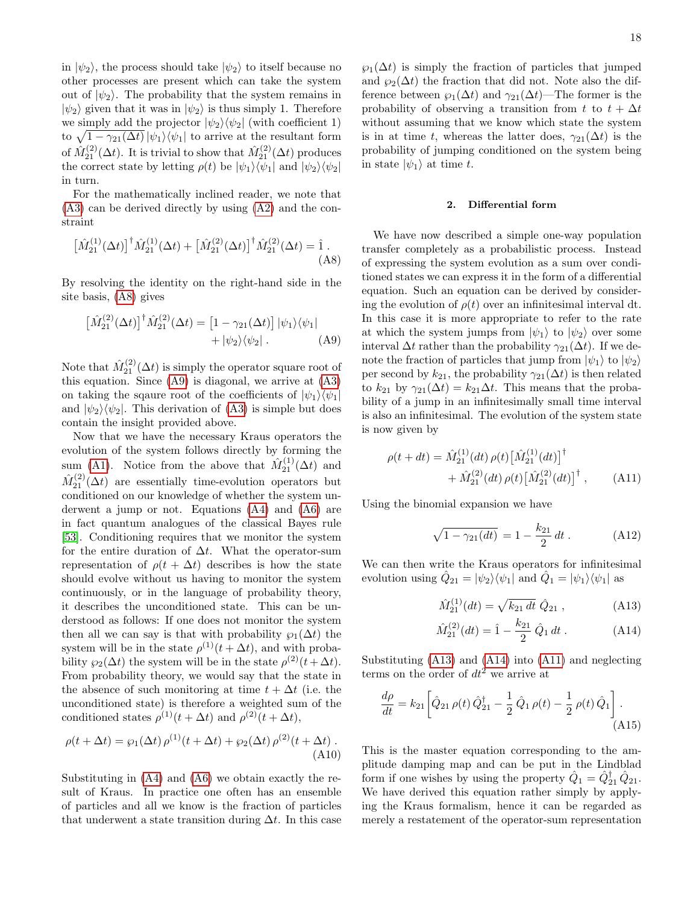in $|\psi_2\rangle$, the process should take $|\psi_2\rangle$ to itself because no other processes are present which can take the system out of $|\psi_2\rangle$. The probability that the system remains in $|\psi_2\rangle$ given that it was in $|\psi_2\rangle$ is thus simply 1. Therefore we simply add the projector $|\psi_2\rangle\langle\psi_2|$ (with coefficient 1) to $\sqrt{1-\gamma_{21}(\Delta t)}\,|\psi_1\rangle\langle\psi_1|$ to arrive at the resultant form of $\hat{M}_{21}^{(2)}(\Delta t)$. It is trivial to show that $\hat{M}_{21}^{(2)}(\Delta t)$ produces the correct state by letting $\rho(t)$ be $|\psi_1\rangle\langle\psi_1|$ and $|\psi_2\rangle\langle\psi_2|$ in turn.

For the mathematically inclined reader, we note that (A3) can be derived directly by using (A2) and the constraint

$$\big[\hat{M}_{21}^{(1)}(\Delta t)\big]^\dagger \hat{M}_{21}^{(1)}(\Delta t) + \big[\hat{M}_{21}^{(2)}(\Delta t)\big]^\dagger \hat{M}_{21}^{(2)}(\Delta t) = \hat{1}\,. \tag{A8}$$

By resolving the identity on the right-hand side in the site basis, (A8) gives

$$\big[\hat{M}_{21}^{(2)}(\Delta t)\big]^\dagger \hat{M}_{21}^{(2)}(\Delta t) = \big[1-\gamma_{21}(\Delta t)\big]\,|\psi_1\rangle\langle\psi_1| + |\psi_2\rangle\langle\psi_2|\,. \tag{A9}$$

Note that $\hat{M}_{21}^{(2)}(\Delta t)$ is simply the operator square root of this equation. Since (A9) is diagonal, we arrive at (A3) on taking the sqaure root of the coefficients of $|\psi_1\rangle\langle\psi_1|$ and $|\psi_2\rangle\langle\psi_2|$. This derivation of (A3) is simple but does contain the insight provided above.

Now that we have the necessary Kraus operators the evolution of the system follows directly by forming the sum (A1). Notice from the above that $\hat{M}_{21}^{(1)}(\Delta t)$ and $\hat{M}_{21}^{(2)}(\Delta t)$ are essentially time-evolution operators but conditioned on our knowledge of whether the system underwent a jump or not. Equations (A4) and (A6) are in fact quantum analogues of the classical Bayes rule [53]. Conditioning requires that we monitor the system for the entire duration of $\Delta t$. What the operator-sum representation of $\rho(t+\Delta t)$ describes is how the state should evolve without us having to monitor the system continuously, or in the language of probability theory, it describes the unconditioned state. This can be understood as follows: If one does not monitor the system then all we can say is that with probability $\wp_1(\Delta t)$ the system will be in the state $\rho^{(1)}(t+\Delta t)$, and with probability $\wp_2(\Delta t)$ the system will be in the state $\rho^{(2)}(t+\Delta t)$. From probability theory, we would say that the state in the absence of such monitoring at time $t+\Delta t$ (i.e. the unconditioned state) is therefore a weighted sum of the conditioned states $\rho^{(1)}(t+\Delta t)$ and $\rho^{(2)}(t+\Delta t)$,

$$\rho(t+\Delta t) = \wp_1(\Delta t)\,\rho^{(1)}(t+\Delta t) + \wp_2(\Delta t)\,\rho^{(2)}(t+\Delta t)\,. \tag{A10}$$

Substituting in (A4) and (A6) we obtain exactly the result of Kraus. In practice one often has an ensemble of particles and all we know is the fraction of particles that underwent a state transition during $\Delta t$. In this case $\wp_1(\Delta t)$ is simply the fraction of particles that jumped and $\wp_2(\Delta t)$ the fraction that did not. Note also the difference between $\wp_1(\Delta t)$ and $\gamma_{21}(\Delta t)$—The former is the probability of observing a transition from $t$ to $t+\Delta t$ without assuming that we know which state the system is in at time $t$, whereas the latter does, $\gamma_{21}(\Delta t)$ is the probability of jumping conditioned on the system being in state $|\psi_1\rangle$ at time $t$.

### 2. Differential form

We have now described a simple one-way population transfer completely as a probabilistic process. Instead of expressing the system evolution as a sum over conditioned states we can express it in the form of a differential equation. Such an equation can be derived by considering the evolution of $\rho(t)$ over an infinitesimal interval dt. In this case it is more appropriate to refer to the rate at which the system jumps from $|\psi_1\rangle$ to $|\psi_2\rangle$ over some interval $\Delta t$ rather than the probability $\gamma_{21}(\Delta t)$. If we denote the fraction of particles that jump from $|\psi_1\rangle$ to $|\psi_2\rangle$ per second by $k_{21}$, the probability $\gamma_{21}(\Delta t)$ is then related to $k_{21}$ by $\gamma_{21}(\Delta t) = k_{21}\Delta t$. This means that the probability of a jump in an infinitesimally small time interval is also an infinitesimal. The evolution of the system state is now given by

$$\rho(t+dt) = \hat{M}_{21}^{(1)}(dt)\,\rho(t)\big[\hat{M}_{21}^{(1)}(dt)\big]^\dagger + \hat{M}_{21}^{(2)}(dt)\,\rho(t)\big[\hat{M}_{21}^{(2)}(dt)\big]^\dagger\,, \tag{A11}$$

Using the binomial expansion we have

$$\sqrt{1-\gamma_{21}(dt)} = 1 - \frac{k_{21}}{2}\,dt\,. \tag{A12}$$

We can then write the Kraus operators for infinitesimal evolution using $\hat{Q}_{21} = |\psi_2\rangle\langle\psi_1|$ and $\hat{Q}_1 = |\psi_1\rangle\langle\psi_1|$ as

$$\hat{M}_{21}^{(1)}(dt) = \sqrt{k_{21}\,dt}\;\hat{Q}_{21}\,, \tag{A13}$$

$$\hat{M}_{21}^{(2)}(dt) = \hat{1} - \frac{k_{21}}{2}\,\hat{Q}_1\,dt\,. \tag{A14}$$

Substituting (A13) and (A14) into (A11) and neglecting terms on the order of $dt^2$ we arrive at

$$\frac{d\rho}{dt} = k_{21}\left[\hat{Q}_{21}\,\rho(t)\,\hat{Q}_{21}^\dagger - \frac{1}{2}\,\hat{Q}_1\,\rho(t) - \frac{1}{2}\,\rho(t)\,\hat{Q}_1\right]. \tag{A15}$$

This is the master equation corresponding to the amplitude damping map and can be put in the Lindblad form if one wishes by using the property $\hat{Q}_1 = \hat{Q}_{21}^\dagger\,\hat{Q}_{21}$. We have derived this equation rather simply by applying the Kraus formalism, hence it can be regarded as merely a restatement of the operator-sum representation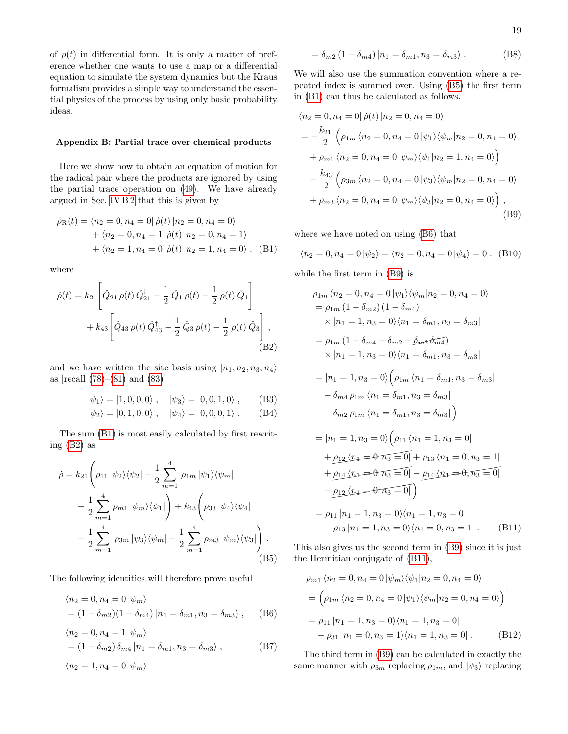of $\rho(t)$ in differential form. It is only a matter of preference whether one wants to use a map or a differential equation to simulate the system dynamics but the Kraus formalism provides a simple way to understand the essential physics of the process by using only basic probability ideas.

### Appendix B: Partial trace over chemical products

Here we show how to obtain an equation of motion for the radical pair where the products are ignored by using the partial trace operation on (49). We have already argued in Sec. IV B 2 that this is given by

$$\begin{aligned}\dot{\rho}_{\rm R}(t) &= \langle n_2=0,n_4=0|\,\dot{\rho}(t)\,|n_2=0,n_4=0\rangle \\ &\quad + \langle n_2=0,n_4=1|\,\dot{\rho}(t)\,|n_2=0,n_4=1\rangle \\ &\quad + \langle n_2=1,n_4=0|\,\dot{\rho}(t)\,|n_2=1,n_4=0\rangle \,. \quad \text{(B1)}\end{aligned}$$

where

$$\begin{aligned}\dot{\rho}(t) &= k_{21}\bigg[\hat{Q}_{21}\,\rho(t)\,\hat{Q}_{21}^{\dagger} - \frac{1}{2}\,\hat{Q}_1\,\rho(t) - \frac{1}{2}\,\rho(t)\,\hat{Q}_1\bigg] \\ &\quad + k_{43}\bigg[\hat{Q}_{43}\,\rho(t)\,\hat{Q}_{43}^{\dagger} - \frac{1}{2}\,\hat{Q}_3\,\rho(t) - \frac{1}{2}\,\rho(t)\,\hat{Q}_3\bigg]\,, \quad \text{(B2)}\end{aligned}$$

and we have written the site basis using $|n_1,n_2,n_3,n_4\rangle$ as [recall (78)–(81) and (83)]

$$|\psi_1\rangle = |1,0,0,0\rangle\,, \quad |\psi_3\rangle = |0,0,1,0\rangle\,, \quad \text{(B3)}$$

$$|\psi_2\rangle = |0,1,0,0\rangle\,, \quad |\psi_4\rangle = |0,0,0,1\rangle\,. \quad \text{(B4)}$$

The sum (B1) is most easily calculated by first rewriting (B2) as

$$\begin{aligned}\dot{\rho} &= k_{21}\Bigg(\rho_{11}\,|\psi_2\rangle\langle\psi_2| - \frac{1}{2}\sum_{m=1}^{4}\,\rho_{1m}\,|\psi_1\rangle\langle\psi_m| \\ &\quad - \frac{1}{2}\sum_{m=1}^{4}\,\rho_{m1}\,|\psi_m\rangle\langle\psi_1|\Bigg) + k_{43}\Bigg(\rho_{33}\,|\psi_4\rangle\langle\psi_4| \\ &\quad - \frac{1}{2}\sum_{m=1}^{4}\,\rho_{3m}\,|\psi_3\rangle\langle\psi_m| - \frac{1}{2}\sum_{m=1}^{4}\,\rho_{m3}\,|\psi_m\rangle\langle\psi_3|\Bigg)\,. \quad \text{(B5)}\end{aligned}$$

The following identities will therefore prove useful

$$\begin{aligned}&\langle n_2=0,n_4=0\,|\psi_m\rangle \\ &= (1-\delta_{m2})(1-\delta_{m4})\,|n_1=\delta_{m1},n_3=\delta_{m3}\rangle\,, \quad \text{(B6)}\end{aligned}$$

$$\begin{aligned}&\langle n_2=0,n_4=1\,|\psi_m\rangle \\ &= (1-\delta_{m2})\,\delta_{m4}\,|n_1=\delta_{m1},n_3=\delta_{m3}\rangle\,, \quad \text{(B7)}\end{aligned}$$

$$\begin{aligned}&\langle n_2=1,n_4=0\,|\psi_m\rangle \\ &= \delta_{m2}\,(1-\delta_{m4})\,|n_1=\delta_{m1},n_3=\delta_{m3}\rangle\,. \quad \text{(B8)}\end{aligned}$$

We will also use the summation convention where a repeated index is summed over. Using (B5) the first term in (B1) can thus be calculated as follows.

$$\begin{aligned}&\langle n_2=0,n_4=0|\,\dot{\rho}(t)\,|n_2=0,n_4=0\rangle \\ &= -\frac{k_{21}}{2}\,\Big(\rho_{1m}\,\langle n_2=0,n_4=0\,|\psi_1\rangle\langle\psi_m|n_2=0,n_4=0\rangle \\ &\quad + \rho_{m1}\,\langle n_2=0,n_4=0\,|\psi_m\rangle\langle\psi_1|n_2=1,n_4=0\rangle\Big) \\ &\quad - \frac{k_{43}}{2}\,\Big(\rho_{3m}\,\langle n_2=0,n_4=0\,|\psi_3\rangle\langle\psi_m|n_2=0,n_4=0\rangle \\ &\quad + \rho_{m3}\,\langle n_2=0,n_4=0\,|\psi_m\rangle\langle\psi_3|n_2=0,n_4=0\rangle\Big)\,, \quad \text{(B9)}\end{aligned}$$

where we have noted on using (B6) that

$$\langle n_2=0,n_4=0\,|\psi_2\rangle = \langle n_2=0,n_4=0\,|\psi_4\rangle = 0\,. \quad \text{(B10)}$$

while the first term in (B9) is

$$\begin{aligned}&\rho_{1m}\,\langle n_2=0,n_4=0\,|\psi_1\rangle\langle\psi_m|n_2=0,n_4=0\rangle \\ &= \rho_{1m}\,(1-\delta_{m2})\,(1-\delta_{m4}) \\ &\quad \times |n_1=1,n_3=0\rangle\langle n_1=\delta_{m1},n_3=\delta_{m3}| \\ &= \rho_{1m}\,(1-\delta_{m4}-\delta_{m2}-\cancel{\delta_{m2}\delta_{m4}}) \\ &\quad \times |n_1=1,n_3=0\rangle\langle n_1=\delta_{m1},n_3=\delta_{m3}| \\ &= |n_1=1,n_3=0\rangle\Big(\rho_{1m}\,\langle n_1=\delta_{m1},n_3=\delta_{m3}| \\ &\quad - \delta_{m4}\,\rho_{1m}\,\langle n_1=\delta_{m1},n_3=\delta_{m3}| \\ &\quad - \delta_{m2}\,\rho_{1m}\,\langle n_1=\delta_{m1},n_3=\delta_{m3}|\Big) \\ &= |n_1=1,n_3=0\rangle\Big(\rho_{11}\,\langle n_1=1,n_3=0| \\ &\quad + \cancel{\rho_{12}\,\langle n_1=0,n_3=0|} + \rho_{13}\,\langle n_1=0,n_3=1| \\ &\quad + \cancel{\rho_{14}\,\langle n_1=0,n_3=0|} - \cancel{\rho_{14}\,\langle n_1=0,n_3=0|} \\ &\quad - \cancel{\rho_{12}\,\langle n_1=0,n_3=0|}\Big) \\ &= \rho_{11}\,|n_1=1,n_3=0\rangle\langle n_1=1,n_3=0| \\ &\quad - \rho_{13}\,|n_1=1,n_3=0\rangle\langle n_1=0,n_3=1|\,. \quad \text{(B11)}\end{aligned}$$

This also gives us the second term in (B9) since it is just the Hermitian conjugate of (B11),

$$\begin{aligned}&\rho_{m1}\,\langle n_2=0,n_4=0\,|\psi_m\rangle\langle\psi_1|n_2=0,n_4=0\rangle \\ &= \Big(\rho_{1m}\,\langle n_2=0,n_4=0\,|\psi_1\rangle\langle\psi_m|n_2=0,n_4=0\rangle\Big)^{\dagger} \\ &= \rho_{11}\,|n_1=1,n_3=0\rangle\langle n_1=1,n_3=0| \\ &\quad - \rho_{31}\,|n_1=0,n_3=1\rangle\langle n_1=1,n_3=0|\,. \quad \text{(B12)}\end{aligned}$$

The third term in (B9) can be calculated in exactly the same manner with $\rho_{3m}$ replacing $\rho_{1m}$, and $|\psi_3\rangle$ replacing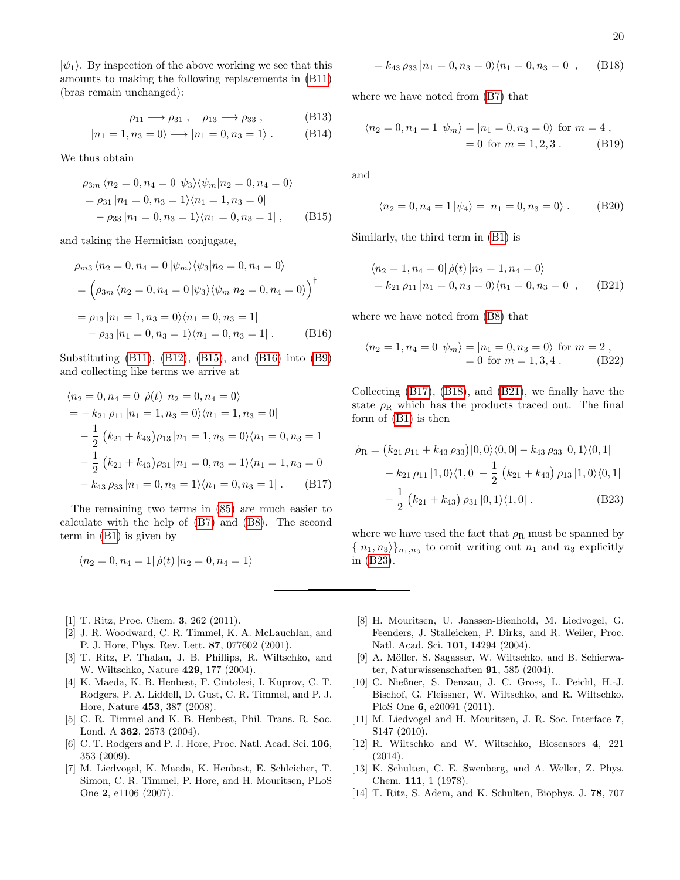$|\psi_1\rangle$. By inspection of the above working we see that this amounts to making the following replacements in (B11) (bras remain unchanged):

$$\rho_{11} \longrightarrow \rho_{31}\,, \quad \rho_{13} \longrightarrow \rho_{33}\,, \tag{B13}$$

$$|n_1 = 1, n_3 = 0\rangle \longrightarrow |n_1 = 0, n_3 = 1\rangle\,. \tag{B14}$$

We thus obtain

$$\begin{aligned}
&\rho_{3m}\,\langle n_2 = 0, n_4 = 0\,|\psi_3\rangle\langle\psi_m|n_2 = 0, n_4 = 0\rangle \\
&= \rho_{31}\,|n_1 = 0, n_3 = 1\rangle\langle n_1 = 1, n_3 = 0| \\
&\quad - \rho_{33}\,|n_1 = 0, n_3 = 1\rangle\langle n_1 = 0, n_3 = 1|\,,
\end{aligned} \tag{B15}$$

and taking the Hermitian conjugate,

$$\begin{aligned}
&\rho_{m3}\,\langle n_2 = 0, n_4 = 0\,|\psi_m\rangle\langle\psi_3|n_2 = 0, n_4 = 0\rangle \\
&= \Big(\rho_{3m}\,\langle n_2 = 0, n_4 = 0\,|\psi_3\rangle\langle\psi_m|n_2 = 0, n_4 = 0\rangle\Big)^\dagger \\
&= \rho_{13}\,|n_1 = 1, n_3 = 0\rangle\langle n_1 = 0, n_3 = 1| \\
&\quad - \rho_{33}\,|n_1 = 0, n_3 = 1\rangle\langle n_1 = 0, n_3 = 1|\,.
\end{aligned} \tag{B16}$$

Substituting (B11), (B12), (B15), and (B16) into (B9) and collecting like terms we arrive at

$$\begin{aligned}
&\langle n_2 = 0, n_4 = 0|\,\dot{\rho}(t)\,|n_2 = 0, n_4 = 0\rangle \\
&= -\,k_{21}\,\rho_{11}\,|n_1 = 1, n_3 = 0\rangle\langle n_1 = 1, n_3 = 0| \\
&\quad - \frac{1}{2}\,\big(k_{21} + k_{43}\big)\rho_{13}\,|n_1 = 1, n_3 = 0\rangle\langle n_1 = 0, n_3 = 1| \\
&\quad - \frac{1}{2}\,\big(k_{21} + k_{43}\big)\rho_{31}\,|n_1 = 0, n_3 = 1\rangle\langle n_1 = 1, n_3 = 0| \\
&\quad - k_{43}\,\rho_{33}\,|n_1 = 0, n_3 = 1\rangle\langle n_1 = 0, n_3 = 1|\,.
\end{aligned} \tag{B17}$$

The remaining two terms in (85) are much easier to calculate with the help of (B7) and (B8). The second term in (B1) is given by

$$\begin{aligned}
&\langle n_2 = 0, n_4 = 1|\,\dot{\rho}(t)\,|n_2 = 0, n_4 = 1\rangle \\
&= k_{43}\,\rho_{33}\,|n_1 = 0, n_3 = 0\rangle\langle n_1 = 0, n_3 = 0|\,,
\end{aligned} \tag{B18}$$

where we have noted from (B7) that

$$\begin{aligned}
\langle n_2 = 0, n_4 = 1\,|\psi_m\rangle &= |n_1 = 0, n_3 = 0\rangle \ \text{for}\ m = 4\,, \\
&= 0\ \text{for}\ m = 1, 2, 3\,.
\end{aligned} \tag{B19}$$

and

$$\langle n_2 = 0, n_4 = 1\,|\psi_4\rangle = |n_1 = 0, n_3 = 0\rangle\,. \tag{B20}$$

Similarly, the third term in (B1) is

$$\begin{aligned}
&\langle n_2 = 1, n_4 = 0|\,\dot{\rho}(t)\,|n_2 = 1, n_4 = 0\rangle \\
&= k_{21}\,\rho_{11}\,|n_1 = 0, n_3 = 0\rangle\langle n_1 = 0, n_3 = 0|\,,
\end{aligned} \tag{B21}$$

where we have noted from (B8) that

$$\begin{aligned}
\langle n_2 = 1, n_4 = 0\,|\psi_m\rangle &= |n_1 = 0, n_3 = 0\rangle \ \text{for}\ m = 2\,, \\
&= 0\ \text{for}\ m = 1, 3, 4\,.
\end{aligned} \tag{B22}$$

Collecting (B17), (B18), and (B21), we finally have the state $\rho_{\mathrm{R}}$ which has the products traced out. The final form of (B1) is then

$$\begin{aligned}
\dot{\rho}_{\mathrm{R}} = \big(k_{21}\,\rho_{11} + k_{43}\,\rho_{33}\big)|0,0\rangle\langle 0,0| - k_{43}\,\rho_{33}\,|0,1\rangle\langle 0,1| \\
- k_{21}\,\rho_{11}\,|1,0\rangle\langle 1,0| - \frac{1}{2}\,\big(k_{21} + k_{43}\big)\,\rho_{13}\,|1,0\rangle\langle 0,1| \\
- \frac{1}{2}\,\big(k_{21} + k_{43}\big)\,\rho_{31}\,|0,1\rangle\langle 1,0|\,.
\end{aligned} \tag{B23}$$

where we have used the fact that $\rho_{\mathrm{R}}$ must be spanned by $\{|n_1, n_3\rangle\}_{n_1,n_3}$ to omit writing out $n_1$ and $n_3$ explicitly in (B23).

---

[1] T. Ritz, Proc. Chem. **3**, 262 (2011).

[2] J. R. Woodward, C. R. Timmel, K. A. McLauchlan, and P. J. Hore, Phys. Rev. Lett. **87**, 077602 (2001).

[3] T. Ritz, P. Thalau, J. B. Phillips, R. Wiltschko, and W. Wiltschko, Nature **429**, 177 (2004).

[4] K. Maeda, K. B. Henbest, F. Cintolesi, I. Kuprov, C. T. Rodgers, P. A. Liddell, D. Gust, C. R. Timmel, and P. J. Hore, Nature **453**, 387 (2008).

[5] C. R. Timmel and K. B. Henbest, Phil. Trans. R. Soc. Lond. A **362**, 2573 (2004).

[6] C. T. Rodgers and P. J. Hore, Proc. Natl. Acad. Sci. **106**, 353 (2009).

[7] M. Liedvogel, K. Maeda, K. Henbest, E. Schleicher, T. Simon, C. R. Timmel, P. Hore, and H. Mouritsen, PLoS One **2**, e1106 (2007).

[8] H. Mouritsen, U. Janssen-Bienhold, M. Liedvogel, G. Feenders, J. Stalleicken, P. Dirks, and R. Weiler, Proc. Natl. Acad. Sci. **101**, 14294 (2004).

[9] A. Möller, S. Sagasser, W. Wiltschko, and B. Schierwater, Naturwissenschaften **91**, 585 (2004).

[10] C. Nießner, S. Denzau, J. C. Gross, L. Peichl, H.-J. Bischof, G. Fleissner, W. Wiltschko, and R. Wiltschko, PloS One **6**, e20091 (2011).

[11] M. Liedvogel and H. Mouritsen, J. R. Soc. Interface **7**, S147 (2010).

[12] R. Wiltschko and W. Wiltschko, Biosensors **4**, 221 (2014).

[13] K. Schulten, C. E. Swenberg, and A. Weller, Z. Phys. Chem. **111**, 1 (1978).

[14] T. Ritz, S. Adem, and K. Schulten, Biophys. J. **78**, 707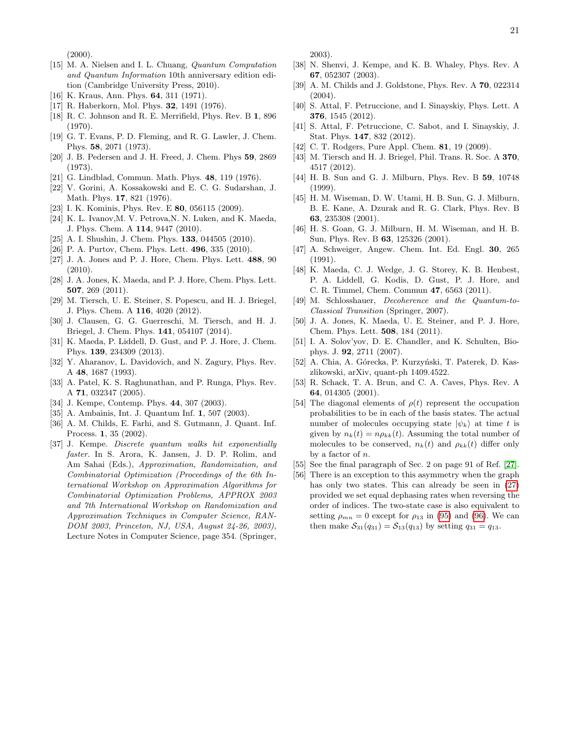(2000).

[15] M. A. Nielsen and I. L. Chuang, *Quantum Computation and Quantum Information* 10th anniversary edition edition (Cambridge University Press, 2010).

[16] K. Kraus, Ann. Phys. **64**, 311 (1971).

[17] R. Haberkorn, Mol. Phys. **32**, 1491 (1976).

[18] R. C. Johnson and R. E. Merrifield, Phys. Rev. B **1**, 896 (1970).

[19] G. T. Evans, P. D. Fleming, and R. G. Lawler, J. Chem. Phys. **58**, 2071 (1973).

[20] J. B. Pedersen and J. H. Freed, J. Chem. Phys **59**, 2869 (1973).

[21] G. Lindblad, Commun. Math. Phys. **48**, 119 (1976).

[22] V. Gorini, A. Kossakowski and E. C. G. Sudarshan, J. Math. Phys. **17**, 821 (1976).

[23] I. K. Kominis, Phys. Rev. E **80**, 056115 (2009).

[24] K. L. Ivanov,M. V. Petrova,N. N. Luken, and K. Maeda, J. Phys. Chem. A **114**, 9447 (2010).

[25] A. I. Shushin, J. Chem. Phys. **133**, 044505 (2010).

[26] P. A. Purtov, Chem. Phys. Lett. **496**, 335 (2010).

[27] J. A. Jones and P. J. Hore, Chem. Phys. Lett. **488**, 90 (2010).

[28] J. A. Jones, K. Maeda, and P. J. Hore, Chem. Phys. Lett. **507**, 269 (2011).

[29] M. Tiersch, U. E. Steiner, S. Popescu, and H. J. Briegel, J. Phys. Chem. A **116**, 4020 (2012).

[30] J. Clausen, G. G. Guerreschi, M. Tiersch, and H. J. Briegel, J. Chem. Phys. **141**, 054107 (2014).

[31] K. Maeda, P. Liddell, D. Gust, and P. J. Hore, J. Chem. Phys. **139**, 234309 (2013).

[32] Y. Aharanov, L. Davidovich, and N. Zagury, Phys. Rev. A **48**, 1687 (1993).

[33] A. Patel, K. S. Raghunathan, and P. Runga, Phys. Rev. A **71**, 032347 (2005).

[34] J. Kempe, Contemp. Phys. **44**, 307 (2003).

[35] A. Ambainis, Int. J. Quantum Inf. **1**, 507 (2003).

[36] A. M. Childs, E. Farhi, and S. Gutmann, J. Quant. Inf. Process. **1**, 35 (2002).

[37] J. Kempe. *Discrete quantum walks hit exponentially faster*. In S. Arora, K. Jansen, J. D. P. Rolim, and Am Sahai (Eds.), *Approximation, Randomization, and Combinatorial Optimization (Proceedings of the 6th International Workshop on Approximation Algorithms for Combinatorial Optimization Problems, APPROX 2003 and 7th International Workshop on Randomization and Approximation Techniques in Computer Science, RANDOM 2003, Princeton, NJ, USA, August 24-26, 2003)*, Lecture Notes in Computer Science, page 354. (Springer, 2003).

[38] N. Shenvi, J. Kempe, and K. B. Whaley, Phys. Rev. A **67**, 052307 (2003).

[39] A. M. Childs and J. Goldstone, Phys. Rev. A **70**, 022314 (2004).

[40] S. Attal, F. Petruccione, and I. Sinayskiy, Phys. Lett. A **376**, 1545 (2012).

[41] S. Attal, F. Petruccione, C. Sabot, and I. Sinayskiy, J. Stat. Phys. **147**, 832 (2012).

[42] C. T. Rodgers, Pure Appl. Chem. **81**, 19 (2009).

[43] M. Tiersch and H. J. Briegel, Phil. Trans. R. Soc. A **370**, 4517 (2012).

[44] H. B. Sun and G. J. Milburn, Phys. Rev. B **59**, 10748 (1999).

[45] H. M. Wiseman, D. W. Utami, H. B. Sun, G. J. Milburn, B. E. Kane, A. Dzurak and R. G. Clark, Phys. Rev. B **63**, 235308 (2001).

[46] H. S. Goan, G. J. Milburn, H. M. Wiseman, and H. B. Sun, Phys. Rev. B **63**, 125326 (2001).

[47] A. Schweiger, Angew. Chem. Int. Ed. Engl. **30**, 265 (1991).

[48] K. Maeda, C. J. Wedge, J. G. Storey, K. B. Henbest, P. A. Liddell, G. Kodis, D. Gust, P. J. Hore, and C. R. Timmel, Chem. Commun **47**, 6563 (2011).

[49] M. Schlosshauer, *Decoherence and the Quantum-to-Classical Transition* (Springer, 2007).

[50] J. A. Jones, K. Maeda, U. E. Steiner, and P. J. Hore, Chem. Phys. Lett. **508**, 184 (2011).

[51] I. A. Solov'yov, D. E. Chandler, and K. Schulten, Biophys. J. **92**, 2711 (2007).

[52] A. Chia, A. Górecka, P. Kurzyński, T. Paterek, D. Kaszlikowski, arXiv, quant-ph 1409.4522.

[53] R. Schack, T. A. Brun, and C. A. Caves, Phys. Rev. A **64**, 014305 (2001).

[54] The diagonal elements of $\rho(t)$ represent the occupation probabilities to be in each of the basis states. The actual number of molecules occupying state $|\psi_k\rangle$ at time $t$ is given by $n_k(t) = n\rho_{kk}(t)$. Assuming the total number of molecules to be conserved, $n_k(t)$ and $\rho_{kk}(t)$ differ only by a factor of $n$.

[55] See the final paragraph of Sec. 2 on page 91 of Ref. [27].

[56] There is an exception to this asymmetry when the graph has only two states. This can already be seen in (27) provided we set equal dephasing rates when reversing the order of indices. The two-state case is also equivalent to setting $\rho_{mn} = 0$ except for $\rho_{13}$ in (95) and (96). We can then make $\mathcal{S}_{31}(q_{31}) = \mathcal{S}_{13}(q_{13})$ by setting $q_{31} = q_{13}$.